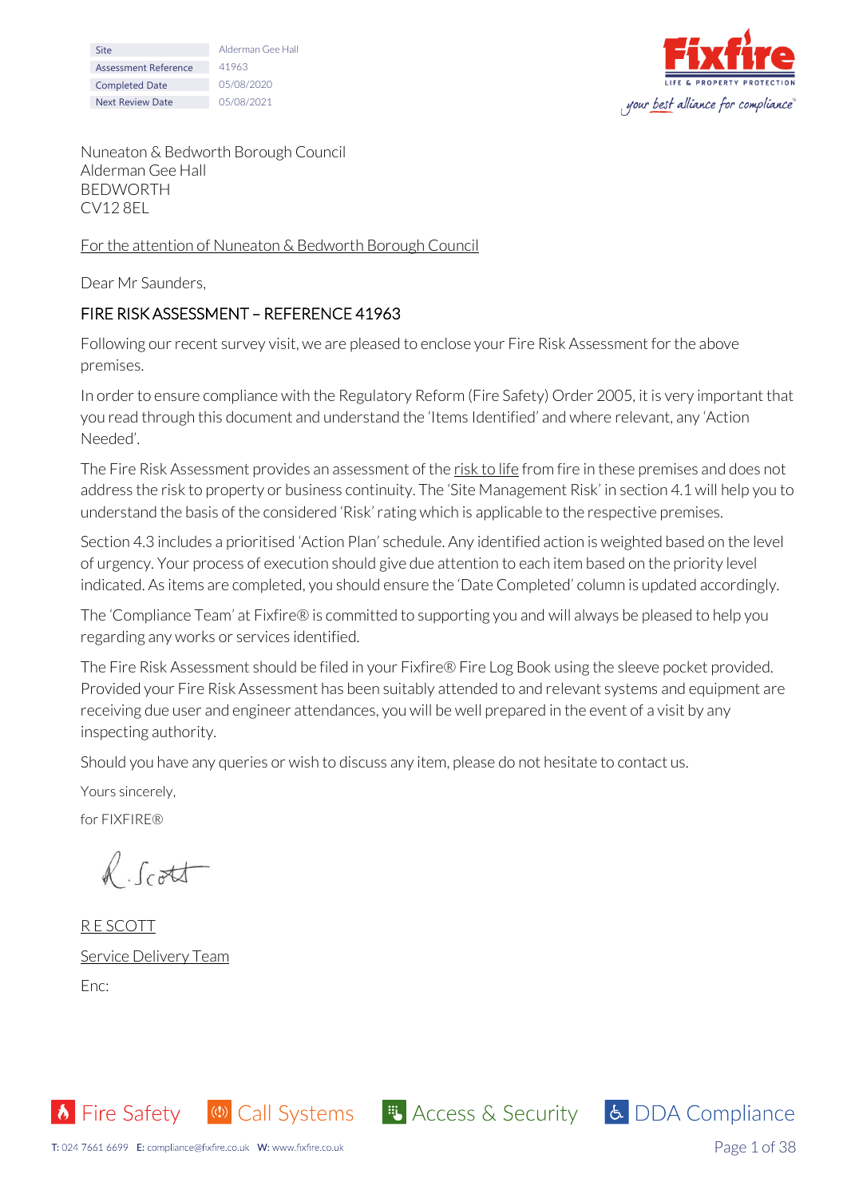| Site | Alderman Gee Hall |
| --- | --- |
| Assessment Reference | 41963 |
| Completed Date | 05/08/2020 |
| Next Review Date | 05/08/2021 |

Fixfire
LIFE & PROPERTY PROTECTION
your best alliance for compliance™

Nuneaton & Bedworth Borough Council
Alderman Gee Hall
BEDWORTH
CV12 8EL

For the attention of Nuneaton & Bedworth Borough Council

Dear Mr Saunders,

## FIRE RISK ASSESSMENT – REFERENCE 41963

Following our recent survey visit, we are pleased to enclose your Fire Risk Assessment for the above premises.

In order to ensure compliance with the Regulatory Reform (Fire Safety) Order 2005, it is very important that you read through this document and understand the 'Items Identified' and where relevant, any 'Action Needed'.

The Fire Risk Assessment provides an assessment of the risk to life from fire in these premises and does not address the risk to property or business continuity. The 'Site Management Risk' in section 4.1 will help you to understand the basis of the considered 'Risk' rating which is applicable to the respective premises.

Section 4.3 includes a prioritised 'Action Plan' schedule. Any identified action is weighted based on the level of urgency. Your process of execution should give due attention to each item based on the priority level indicated. As items are completed, you should ensure the 'Date Completed' column is updated accordingly.

The 'Compliance Team' at Fixfire® is committed to supporting you and will always be pleased to help you regarding any works or services identified.

The Fire Risk Assessment should be filed in your Fixfire® Fire Log Book using the sleeve pocket provided. Provided your Fire Risk Assessment has been suitably attended to and relevant systems and equipment are receiving due user and engineer attendances, you will be well prepared in the event of a visit by any inspecting authority.

Should you have any queries or wish to discuss any item, please do not hesitate to contact us.

Yours sincerely,

for FIXFIRE®

R. Scott

R E SCOTT

Service Delivery Team

Enc:

Fire Safety | Call Systems | Access & Security | DDA Compliance

T: 024 7661 6699 E: compliance@fixfire.co.uk W: www.fixfire.co.uk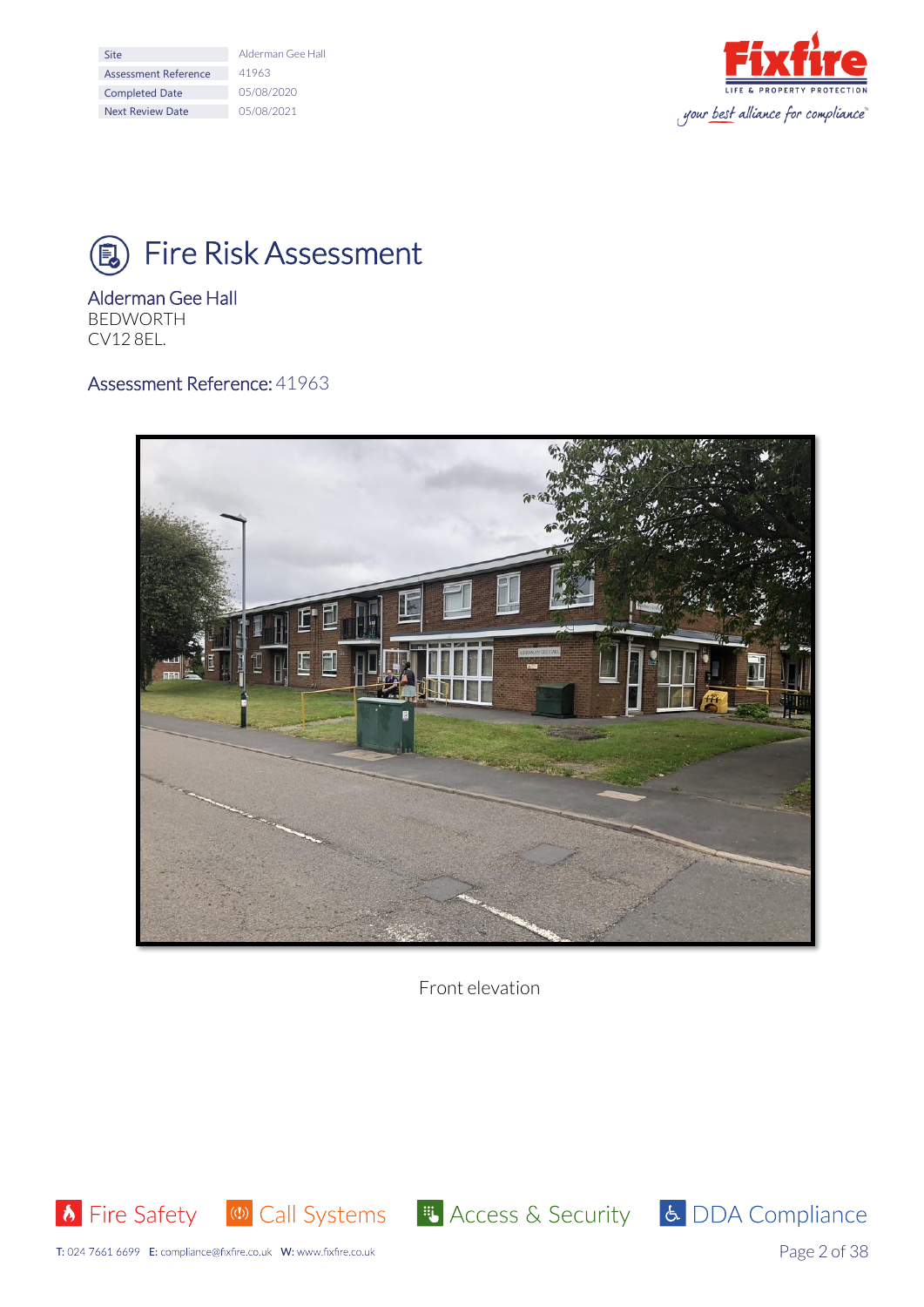| Site | Alderman Gee Hall |
| --- | --- |
| Assessment Reference | 41963 |
| Completed Date | 05/08/2020 |
| Next Review Date | 05/08/2021 |

# Fire Risk Assessment

## Alderman Gee Hall
BEDWORTH
CV12 8EL.

**Assessment Reference:** 41963

Front elevation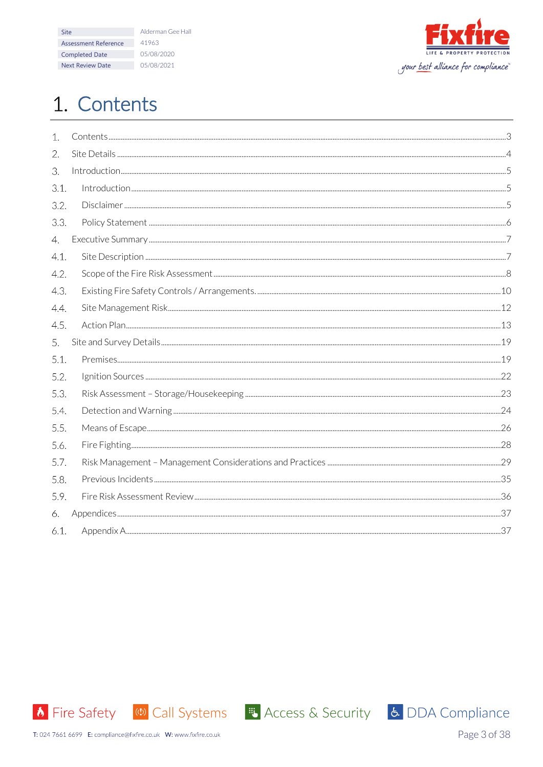| Site | Alderman Gee Hall |
| --- | --- |
| Assessment Reference | 41963 |
| Completed Date | 05/08/2020 |
| Next Review Date | 05/08/2021 |

# 1. Contents

1. Contents .......... 3
2. Site Details .......... 4
3. Introduction .......... 5
   - 3.1. Introduction .......... 5
   - 3.2. Disclaimer .......... 5
   - 3.3. Policy Statement .......... 6
4. Executive Summary .......... 7
   - 4.1. Site Description .......... 7
   - 4.2. Scope of the Fire Risk Assessment .......... 8
   - 4.3. Existing Fire Safety Controls / Arrangements. .......... 10
   - 4.4. Site Management Risk .......... 12
   - 4.5. Action Plan .......... 13
5. Site and Survey Details .......... 19
   - 5.1. Premises .......... 19
   - 5.2. Ignition Sources .......... 22
   - 5.3. Risk Assessment – Storage/Housekeeping .......... 23
   - 5.4. Detection and Warning .......... 24
   - 5.5. Means of Escape .......... 26
   - 5.6. Fire Fighting .......... 28
   - 5.7. Risk Management – Management Considerations and Practices .......... 29
   - 5.8. Previous Incidents .......... 35
   - 5.9. Fire Risk Assessment Review .......... 36
6. Appendices .......... 37
   - 6.1. Appendix A .......... 37

Fire Safety | Call Systems | Access & Security | DDA Compliance

T: 024 7661 6699 E: compliance@fixfire.co.uk W: www.fixfire.co.uk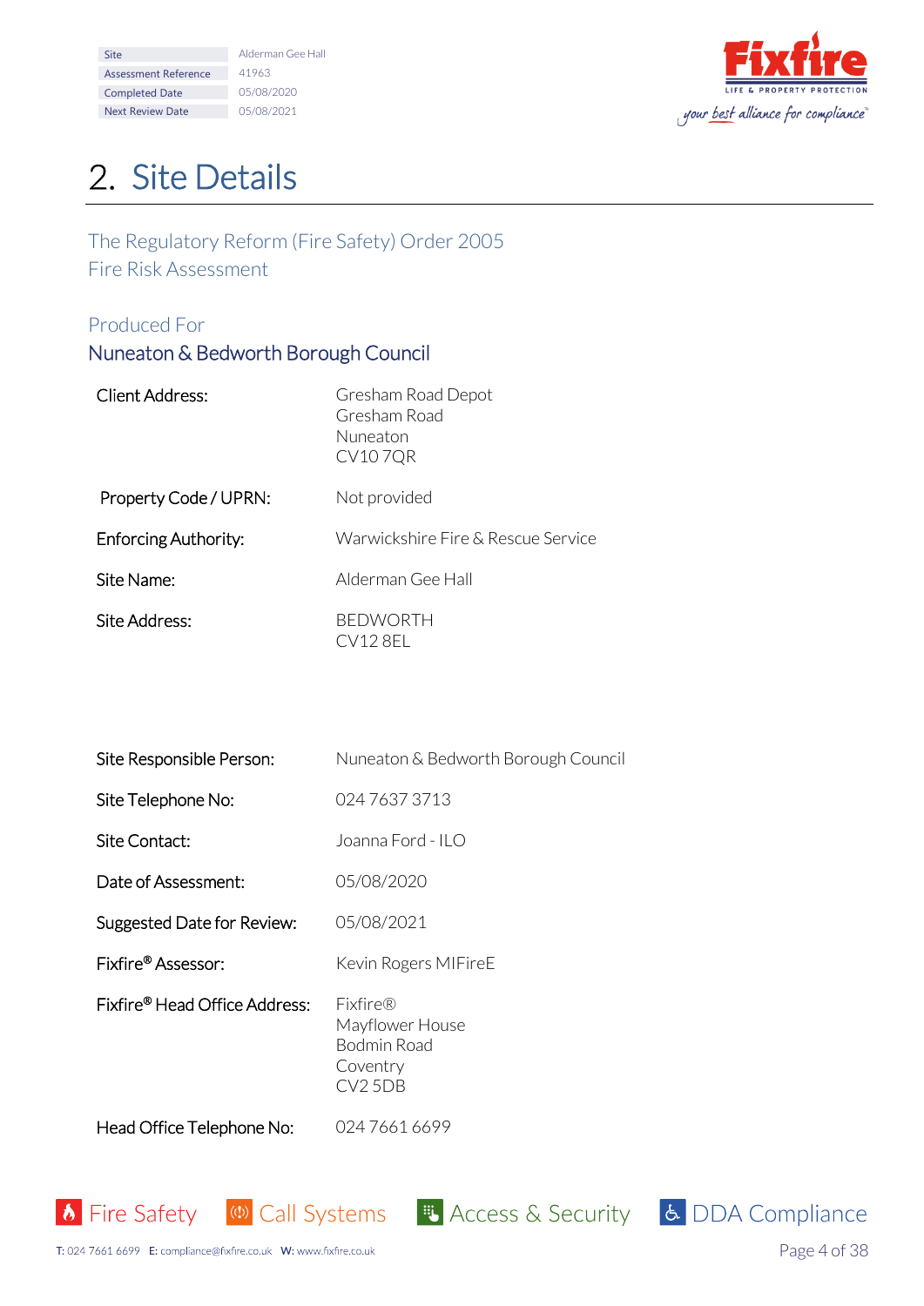# 2. Site Details

## The Regulatory Reform (Fire Safety) Order 2005
## Fire Risk Assessment

### Produced For
### Nuneaton & Bedworth Borough Council

| | |
|---|---|
| Client Address: | Gresham Road Depot<br>Gresham Road<br>Nuneaton<br>CV10 7QR |
| Property Code / UPRN: | Not provided |
| Enforcing Authority: | Warwickshire Fire & Rescue Service |
| Site Name: | Alderman Gee Hall |
| Site Address: | BEDWORTH<br>CV12 8EL |
| Site Responsible Person: | Nuneaton & Bedworth Borough Council |
| Site Telephone No: | 024 7637 3713 |
| Site Contact: | Joanna Ford - ILO |
| Date of Assessment: | 05/08/2020 |
| Suggested Date for Review: | 05/08/2021 |
| Fixfire® Assessor: | Kevin Rogers MIFireE |
| Fixfire® Head Office Address: | Fixfire®<br>Mayflower House<br>Bodmin Road<br>Coventry<br>CV2 5DB |
| Head Office Telephone No: | 024 7661 6699 |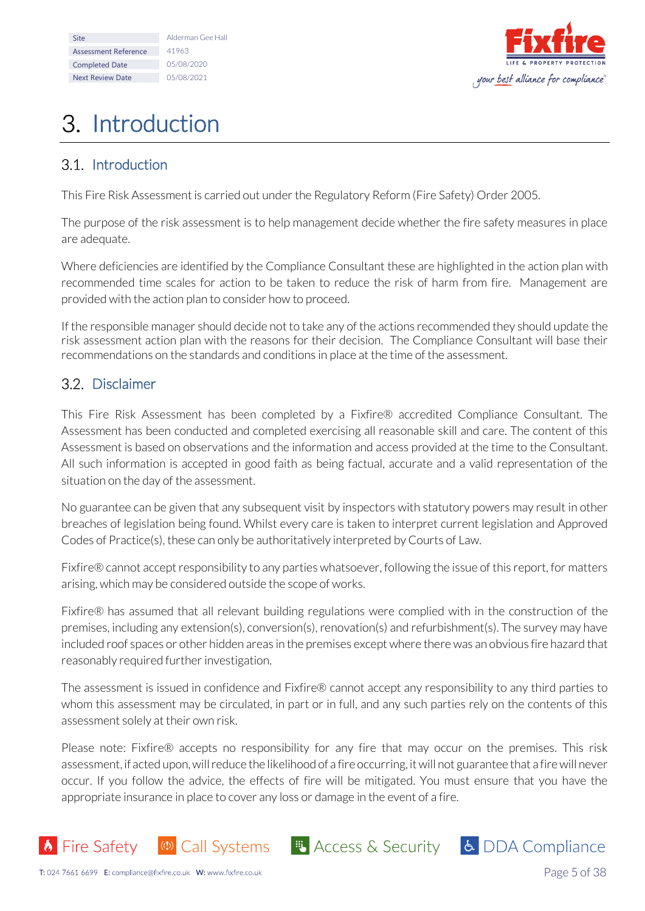# 3. Introduction

## 3.1. Introduction

This Fire Risk Assessment is carried out under the Regulatory Reform (Fire Safety) Order 2005.

The purpose of the risk assessment is to help management decide whether the fire safety measures in place are adequate.

Where deficiencies are identified by the Compliance Consultant these are highlighted in the action plan with recommended time scales for action to be taken to reduce the risk of harm from fire. Management are provided with the action plan to consider how to proceed.

If the responsible manager should decide not to take any of the actions recommended they should update the risk assessment action plan with the reasons for their decision. The Compliance Consultant will base their recommendations on the standards and conditions in place at the time of the assessment.

## 3.2. Disclaimer

This Fire Risk Assessment has been completed by a Fixfire® accredited Compliance Consultant. The Assessment has been conducted and completed exercising all reasonable skill and care. The content of this Assessment is based on observations and the information and access provided at the time to the Consultant. All such information is accepted in good faith as being factual, accurate and a valid representation of the situation on the day of the assessment.

No guarantee can be given that any subsequent visit by inspectors with statutory powers may result in other breaches of legislation being found. Whilst every care is taken to interpret current legislation and Approved Codes of Practice(s), these can only be authoritatively interpreted by Courts of Law.

Fixfire® cannot accept responsibility to any parties whatsoever, following the issue of this report, for matters arising, which may be considered outside the scope of works.

Fixfire® has assumed that all relevant building regulations were complied with in the construction of the premises, including any extension(s), conversion(s), renovation(s) and refurbishment(s). The survey may have included roof spaces or other hidden areas in the premises except where there was an obvious fire hazard that reasonably required further investigation.

The assessment is issued in confidence and Fixfire® cannot accept any responsibility to any third parties to whom this assessment may be circulated, in part or in full, and any such parties rely on the contents of this assessment solely at their own risk.

Please note: Fixfire® accepts no responsibility for any fire that may occur on the premises. This risk assessment, if acted upon, will reduce the likelihood of a fire occurring, it will not guarantee that a fire will never occur. If you follow the advice, the effects of fire will be mitigated. You must ensure that you have the appropriate insurance in place to cover any loss or damage in the event of a fire.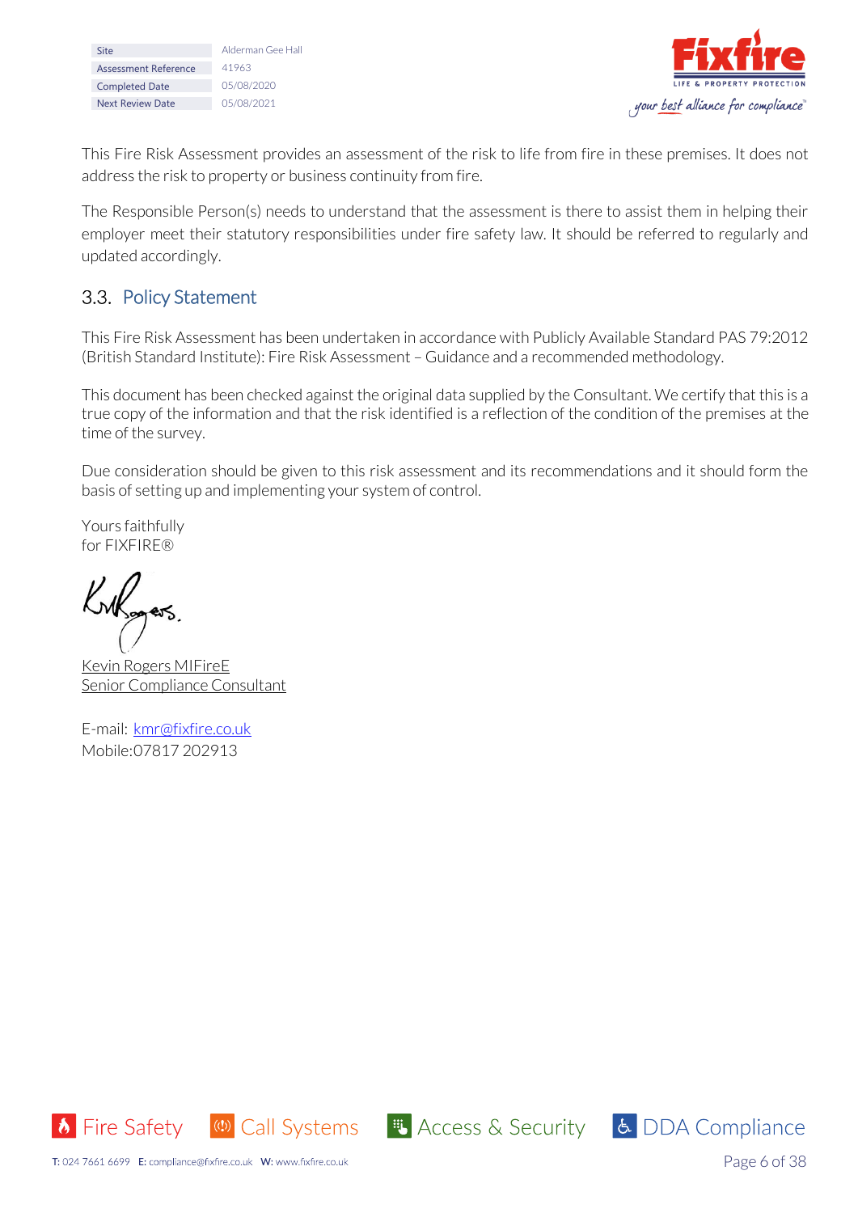This Fire Risk Assessment provides an assessment of the risk to life from fire in these premises. It does not address the risk to property or business continuity from fire.

The Responsible Person(s) needs to understand that the assessment is there to assist them in helping their employer meet their statutory responsibilities under fire safety law. It should be referred to regularly and updated accordingly.

## 3.3. Policy Statement

This Fire Risk Assessment has been undertaken in accordance with Publicly Available Standard PAS 79:2012 (British Standard Institute): Fire Risk Assessment – Guidance and a recommended methodology.

This document has been checked against the original data supplied by the Consultant. We certify that this is a true copy of the information and that the risk identified is a reflection of the condition of the premises at the time of the survey.

Due consideration should be given to this risk assessment and its recommendations and it should form the basis of setting up and implementing your system of control.

Yours faithfully
for FIXFIRE®

Kevin Rogers MIFireE
Senior Compliance Consultant

E-mail: kmr@fixfire.co.uk
Mobile:07817 202913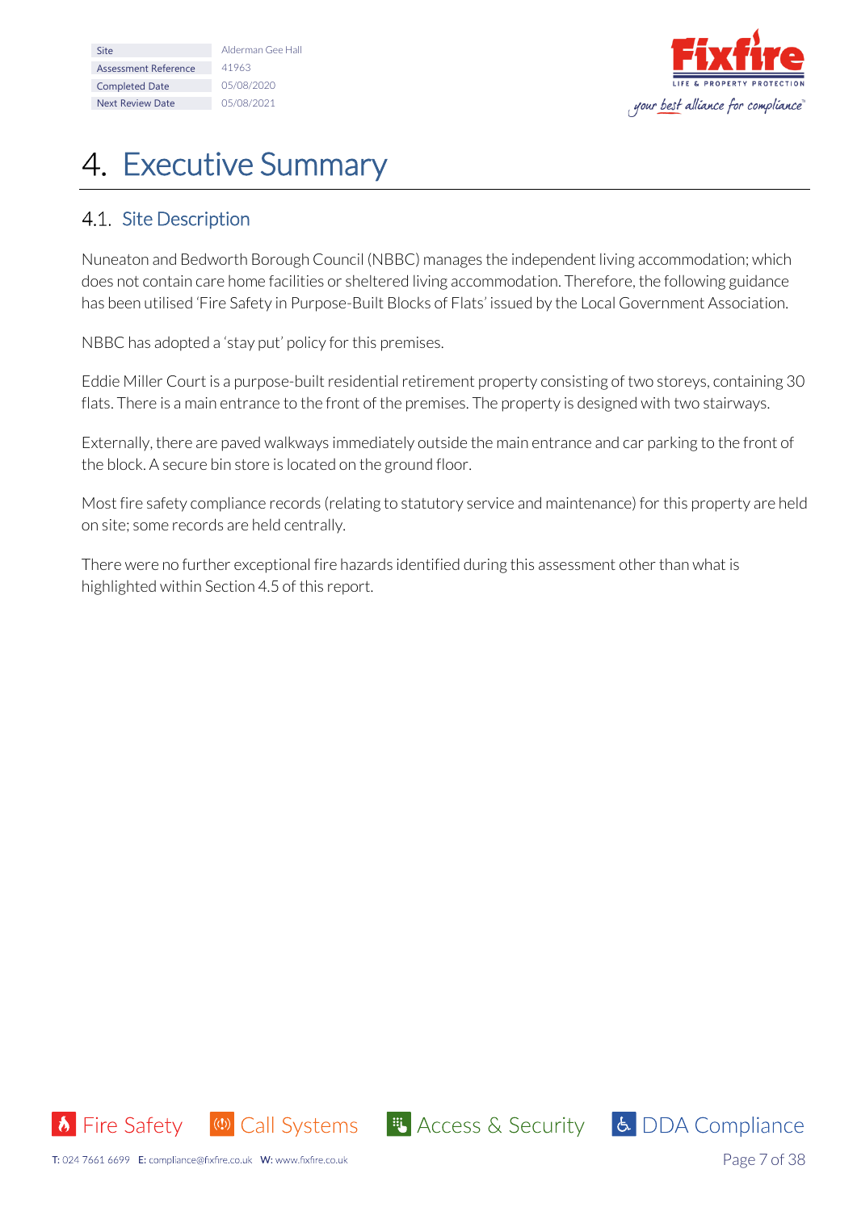# 4. Executive Summary

## 4.1. Site Description

Nuneaton and Bedworth Borough Council (NBBC) manages the independent living accommodation; which does not contain care home facilities or sheltered living accommodation. Therefore, the following guidance has been utilised 'Fire Safety in Purpose-Built Blocks of Flats' issued by the Local Government Association.

NBBC has adopted a 'stay put' policy for this premises.

Eddie Miller Court is a purpose-built residential retirement property consisting of two storeys, containing 30 flats. There is a main entrance to the front of the premises. The property is designed with two stairways.

Externally, there are paved walkways immediately outside the main entrance and car parking to the front of the block. A secure bin store is located on the ground floor.

Most fire safety compliance records (relating to statutory service and maintenance) for this property are held on site; some records are held centrally.

There were no further exceptional fire hazards identified during this assessment other than what is highlighted within Section 4.5 of this report.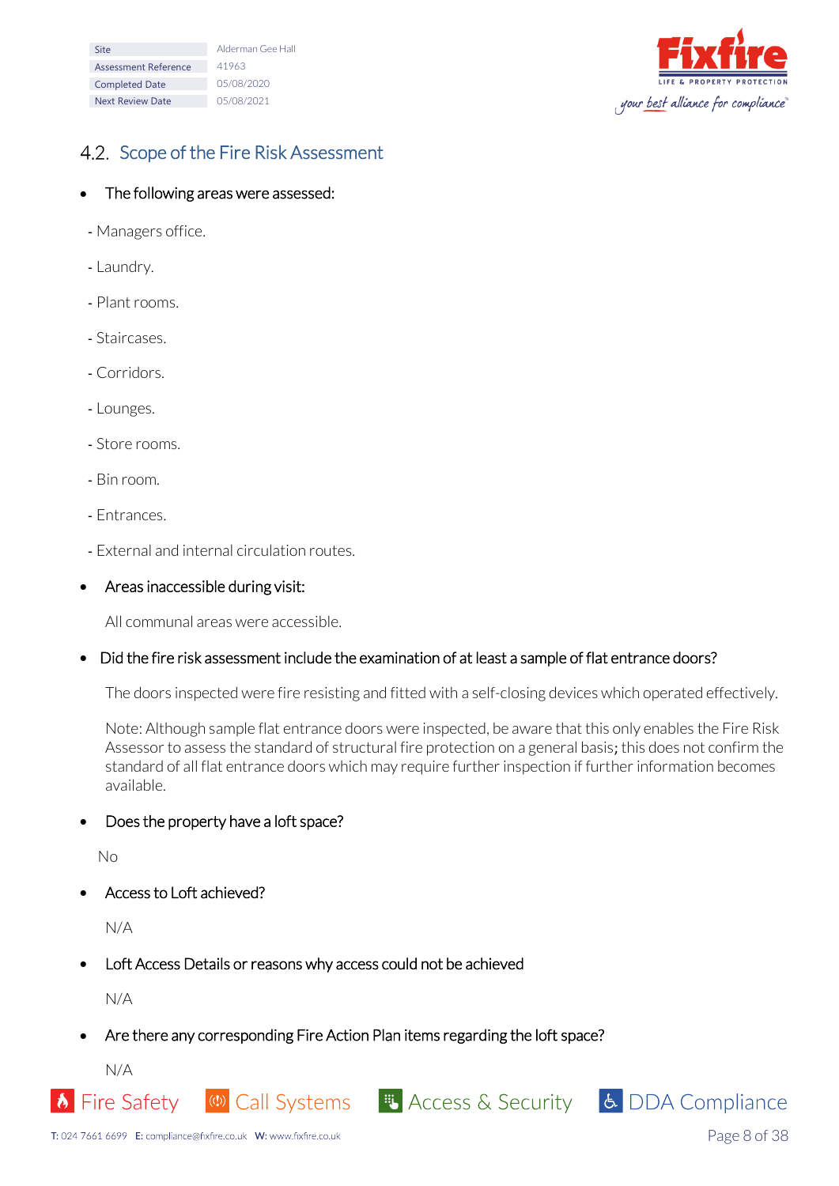## 4.2. Scope of the Fire Risk Assessment

- The following areas were assessed:

- Managers office.

- Laundry.

- Plant rooms.

- Staircases.

- Corridors.

- Lounges.

- Store rooms.

- Bin room.

- Entrances.

- External and internal circulation routes.

- Areas inaccessible during visit:

  All communal areas were accessible.

- Did the fire risk assessment include the examination of at least a sample of flat entrance doors?

  The doors inspected were fire resisting and fitted with a self-closing devices which operated effectively.

  Note: Although sample flat entrance doors were inspected, be aware that this only enables the Fire Risk Assessor to assess the standard of structural fire protection on a general basis; this does not confirm the standard of all flat entrance doors which may require further inspection if further information becomes available.

- Does the property have a loft space?

  No

- Access to Loft achieved?

  N/A

- Loft Access Details or reasons why access could not be achieved

  N/A

- Are there any corresponding Fire Action Plan items regarding the loft space?

  N/A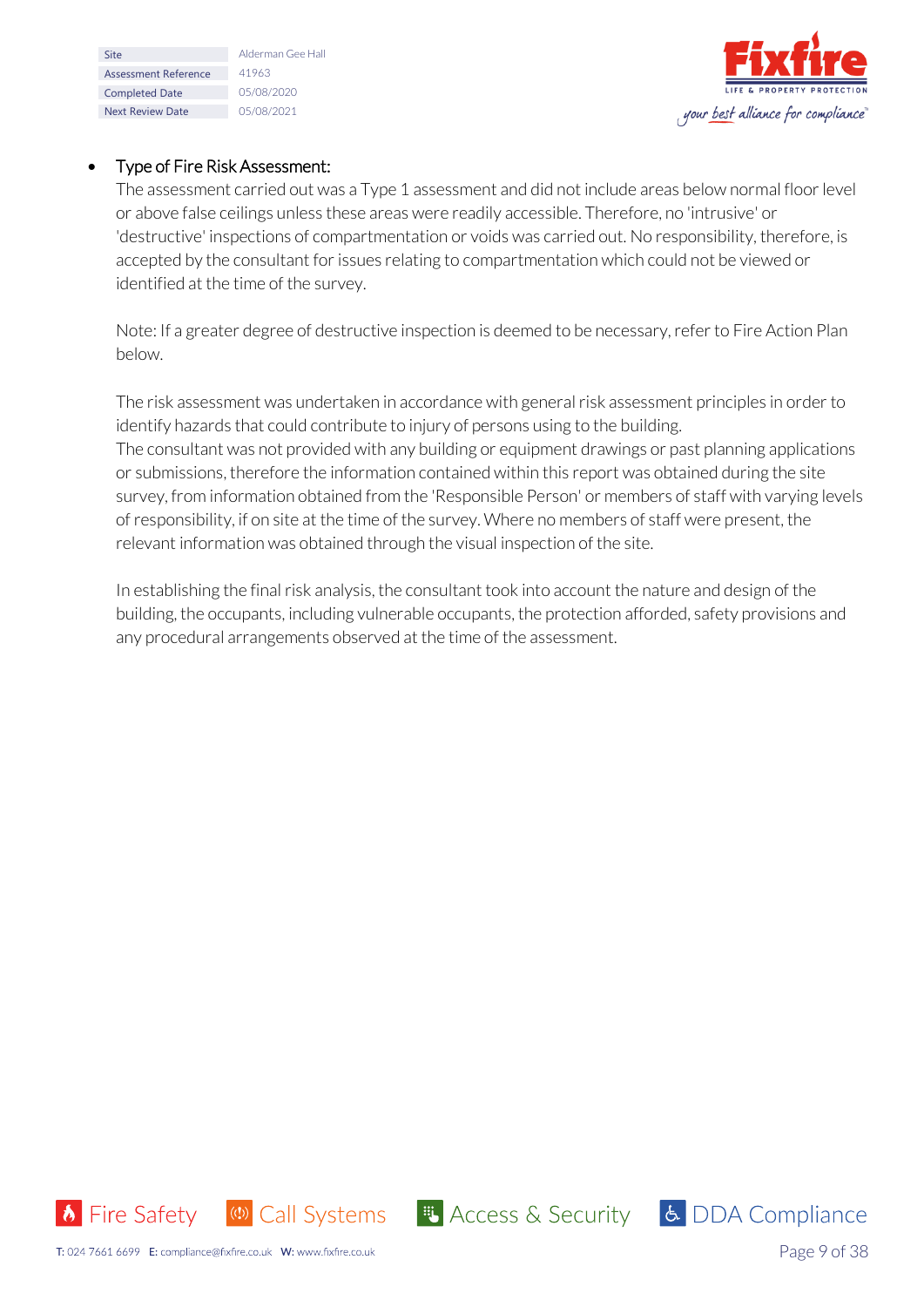- Type of Fire Risk Assessment:

  The assessment carried out was a Type 1 assessment and did not include areas below normal floor level or above false ceilings unless these areas were readily accessible. Therefore, no 'intrusive' or 'destructive' inspections of compartmentation or voids was carried out. No responsibility, therefore, is accepted by the consultant for issues relating to compartmentation which could not be viewed or identified at the time of the survey.

  Note: If a greater degree of destructive inspection is deemed to be necessary, refer to Fire Action Plan below.

  The risk assessment was undertaken in accordance with general risk assessment principles in order to identify hazards that could contribute to injury of persons using to the building.
  The consultant was not provided with any building or equipment drawings or past planning applications or submissions, therefore the information contained within this report was obtained during the site survey, from information obtained from the 'Responsible Person' or members of staff with varying levels of responsibility, if on site at the time of the survey. Where no members of staff were present, the relevant information was obtained through the visual inspection of the site.

  In establishing the final risk analysis, the consultant took into account the nature and design of the building, the occupants, including vulnerable occupants, the protection afforded, safety provisions and any procedural arrangements observed at the time of the assessment.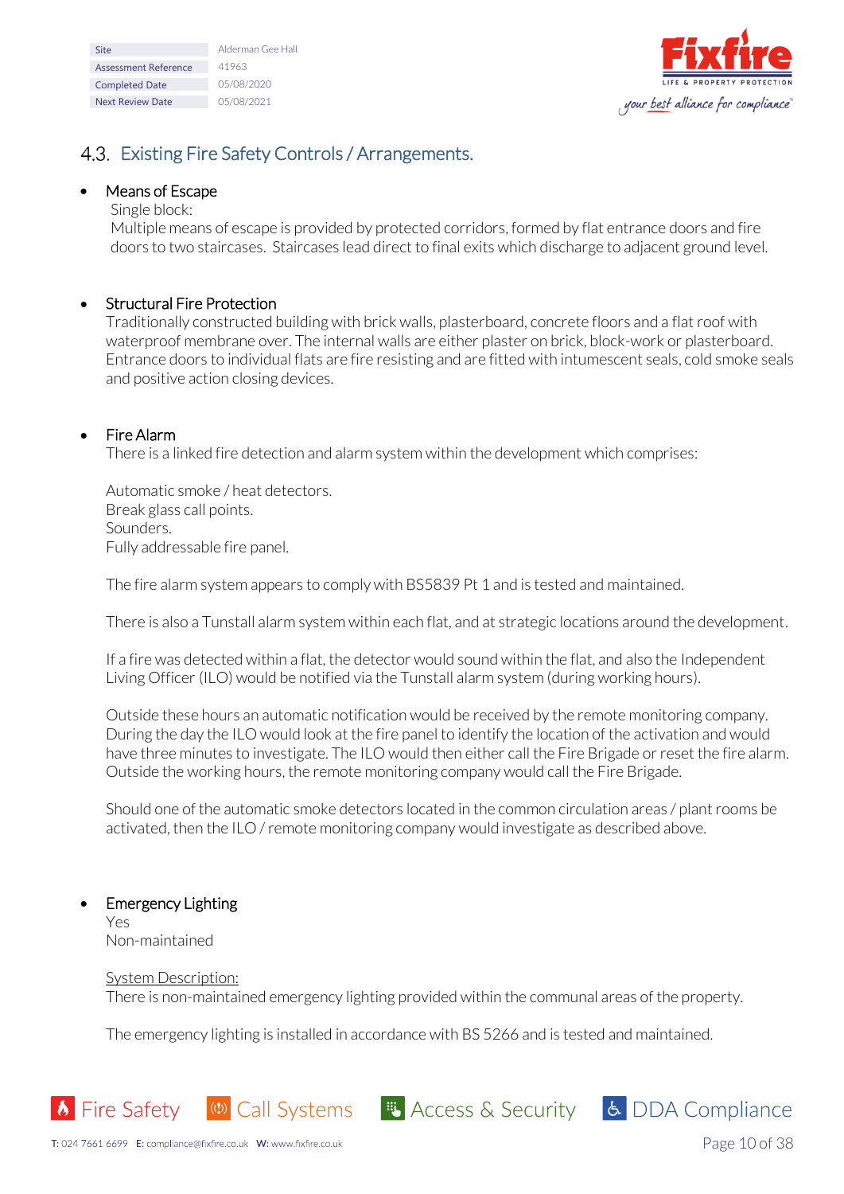## 4.3. Existing Fire Safety Controls / Arrangements.

- Means of Escape

  Single block:

  Multiple means of escape is provided by protected corridors, formed by flat entrance doors and fire doors to two staircases. Staircases lead direct to final exits which discharge to adjacent ground level.

- Structural Fire Protection

  Traditionally constructed building with brick walls, plasterboard, concrete floors and a flat roof with waterproof membrane over. The internal walls are either plaster on brick, block-work or plasterboard. Entrance doors to individual flats are fire resisting and are fitted with intumescent seals, cold smoke seals and positive action closing devices.

- Fire Alarm

  There is a linked fire detection and alarm system within the development which comprises:

  Automatic smoke / heat detectors.
  Break glass call points.
  Sounders.
  Fully addressable fire panel.

  The fire alarm system appears to comply with BS5839 Pt 1 and is tested and maintained.

  There is also a Tunstall alarm system within each flat, and at strategic locations around the development.

  If a fire was detected within a flat, the detector would sound within the flat, and also the Independent Living Officer (ILO) would be notified via the Tunstall alarm system (during working hours).

  Outside these hours an automatic notification would be received by the remote monitoring company. During the day the ILO would look at the fire panel to identify the location of the activation and would have three minutes to investigate. The ILO would then either call the Fire Brigade or reset the fire alarm. Outside the working hours, the remote monitoring company would call the Fire Brigade.

  Should one of the automatic smoke detectors located in the common circulation areas / plant rooms be activated, then the ILO / remote monitoring company would investigate as described above.

- Emergency Lighting

  Yes
  Non-maintained

  System Description:
  There is non-maintained emergency lighting provided within the communal areas of the property.

  The emergency lighting is installed in accordance with BS 5266 and is tested and maintained.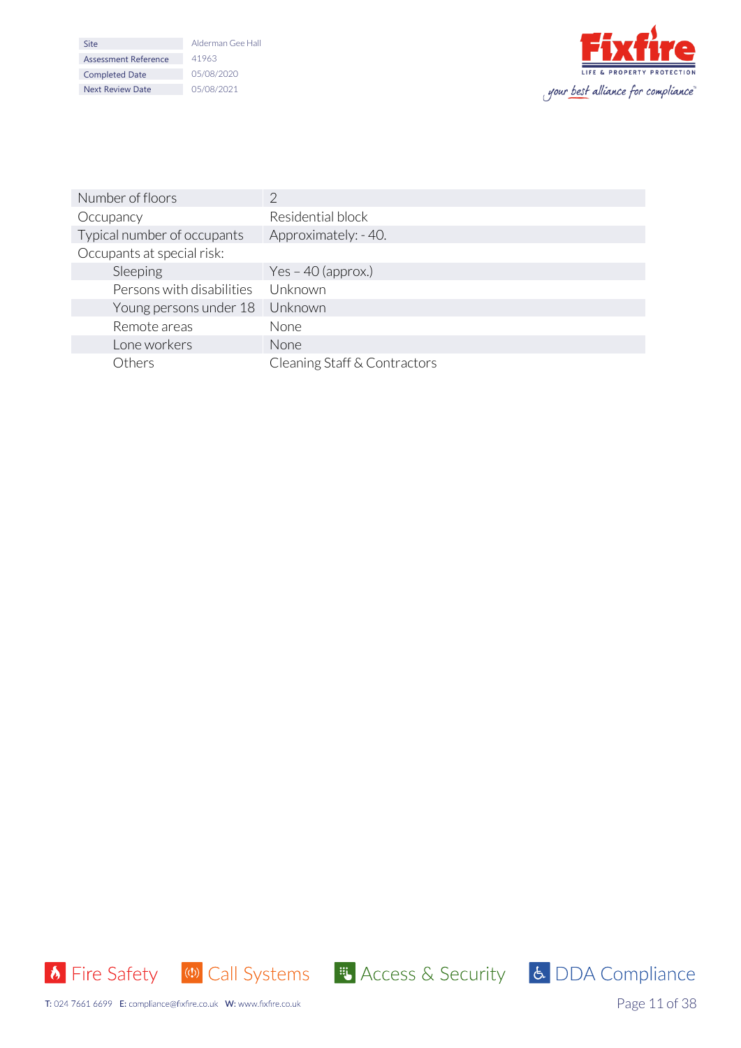| Number of floors | 2 |
|---|---|
| Occupancy | Residential block |
| Typical number of occupants | Approximately: - 40. |
| Occupants at special risk: | |
| Sleeping | Yes – 40 (approx.) |
| Persons with disabilities | Unknown |
| Young persons under 18 | Unknown |
| Remote areas | None |
| Lone workers | None |
| Others | Cleaning Staff & Contractors |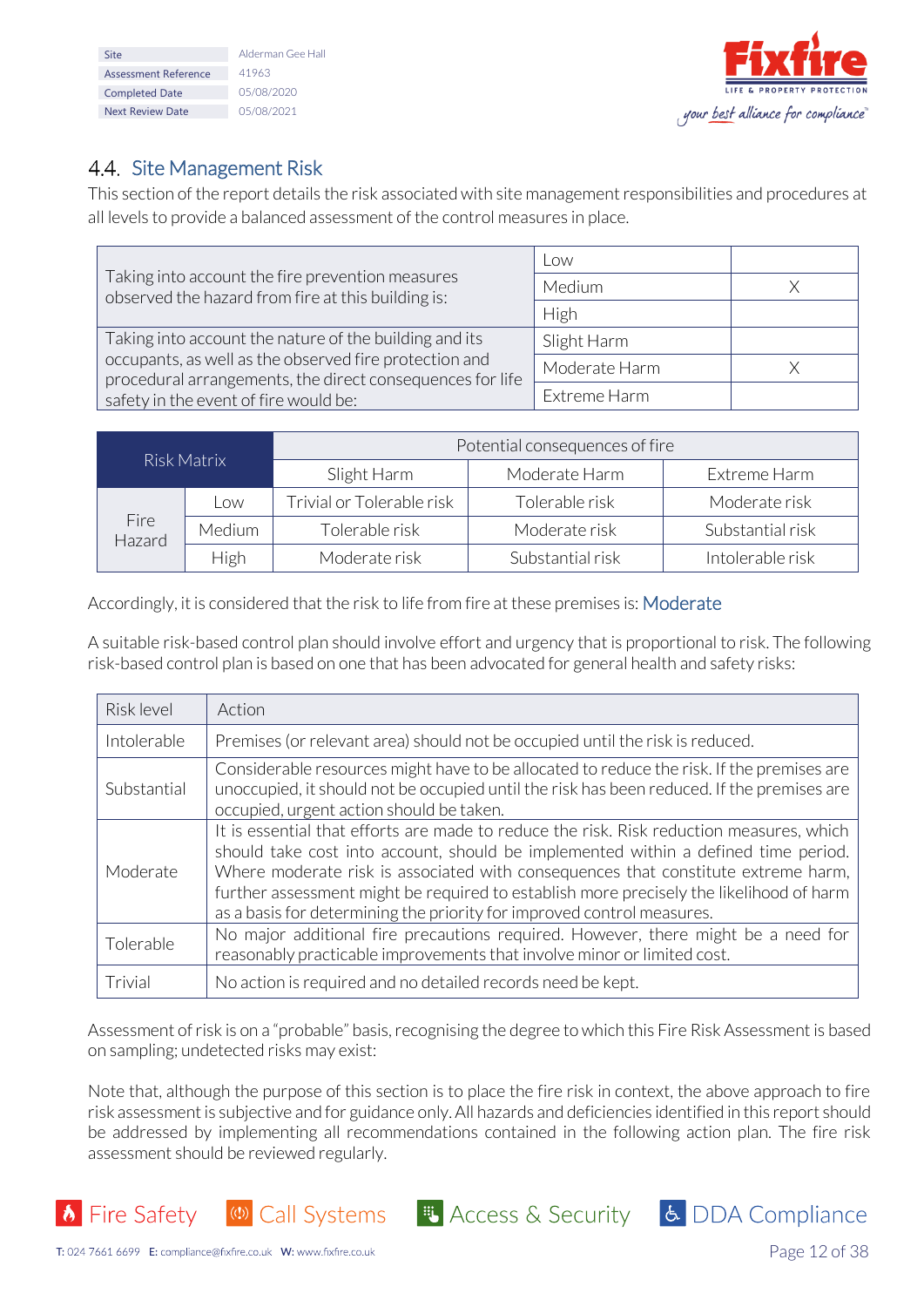| Site | Alderman Gee Hall |
|---|---|
| Assessment Reference | 41963 |
| Completed Date | 05/08/2020 |
| Next Review Date | 05/08/2021 |

## 4.4. Site Management Risk

This section of the report details the risk associated with site management responsibilities and procedures at all levels to provide a balanced assessment of the control measures in place.

| | | |
|---|---|---|
| Taking into account the fire prevention measures observed the hazard from fire at this building is: | Low | |
| | Medium | X |
| | High | |
| Taking into account the nature of the building and its occupants, as well as the observed fire protection and procedural arrangements, the direct consequences for life safety in the event of fire would be: | Slight Harm | |
| | Moderate Harm | X |
| | Extreme Harm | |

| Risk Matrix | | Potential consequences of fire | | |
|---|---|---|---|---|
| | | Slight Harm | Moderate Harm | Extreme Harm |
| Fire Hazard | Low | Trivial or Tolerable risk | Tolerable risk | Moderate risk |
| | Medium | Tolerable risk | Moderate risk | Substantial risk |
| | High | Moderate risk | Substantial risk | Intolerable risk |

Accordingly, it is considered that the risk to life from fire at these premises is: Moderate

A suitable risk-based control plan should involve effort and urgency that is proportional to risk. The following risk-based control plan is based on one that has been advocated for general health and safety risks:

| Risk level | Action |
|---|---|
| Intolerable | Premises (or relevant area) should not be occupied until the risk is reduced. |
| Substantial | Considerable resources might have to be allocated to reduce the risk. If the premises are unoccupied, it should not be occupied until the risk has been reduced. If the premises are occupied, urgent action should be taken. |
| Moderate | It is essential that efforts are made to reduce the risk. Risk reduction measures, which should take cost into account, should be implemented within a defined time period. Where moderate risk is associated with consequences that constitute extreme harm, further assessment might be required to establish more precisely the likelihood of harm as a basis for determining the priority for improved control measures. |
| Tolerable | No major additional fire precautions required. However, there might be a need for reasonably practicable improvements that involve minor or limited cost. |
| Trivial | No action is required and no detailed records need be kept. |

Assessment of risk is on a "probable" basis, recognising the degree to which this Fire Risk Assessment is based on sampling; undetected risks may exist:

Note that, although the purpose of this section is to place the fire risk in context, the above approach to fire risk assessment is subjective and for guidance only. All hazards and deficiencies identified in this report should be addressed by implementing all recommendations contained in the following action plan. The fire risk assessment should be reviewed regularly.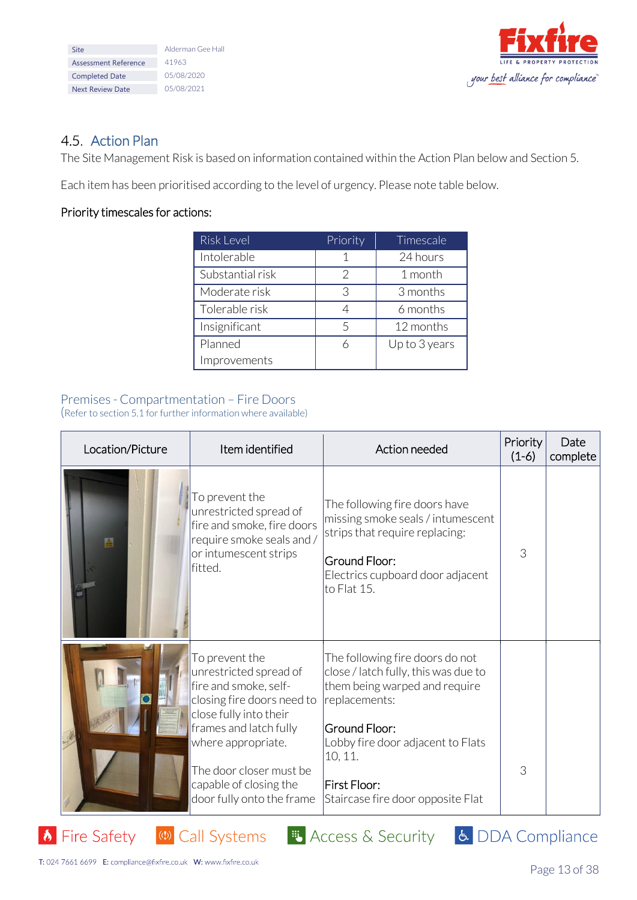| Site | Alderman Gee Hall |
|---|---|
| Assessment Reference | 41963 |
| Completed Date | 05/08/2020 |
| Next Review Date | 05/08/2021 |

## 4.5. Action Plan

The Site Management Risk is based on information contained within the Action Plan below and Section 5.

Each item has been prioritised according to the level of urgency. Please note table below.

Priority timescales for actions:

| Risk Level | Priority | Timescale |
|---|---|---|
| Intolerable | 1 | 24 hours |
| Substantial risk | 2 | 1 month |
| Moderate risk | 3 | 3 months |
| Tolerable risk | 4 | 6 months |
| Insignificant | 5 | 12 months |
| Planned Improvements | 6 | Up to 3 years |

### Premises - Compartmentation – Fire Doors

(Refer to section 5.1 for further information where available)

| Location/Picture | Item identified | Action needed | Priority (1-6) | Date complete |
|---|---|---|---|---|
| | To prevent the unrestricted spread of fire and smoke, fire doors require smoke seals and / or intumescent strips fitted. | The following fire doors have missing smoke seals / intumescent strips that require replacing:<br><br>Ground Floor:<br>Electrics cupboard door adjacent to Flat 15. | 3 | |
| | To prevent the unrestricted spread of fire and smoke, self-closing fire doors need to close fully into their frames and latch fully where appropriate.<br><br>The door closer must be capable of closing the door fully onto the frame | The following fire doors do not close / latch fully, this was due to them being warped and require replacements:<br><br>Ground Floor:<br>Lobby fire door adjacent to Flats 10, 11.<br><br>First Floor:<br>Staircase fire door opposite Flat | 3 | |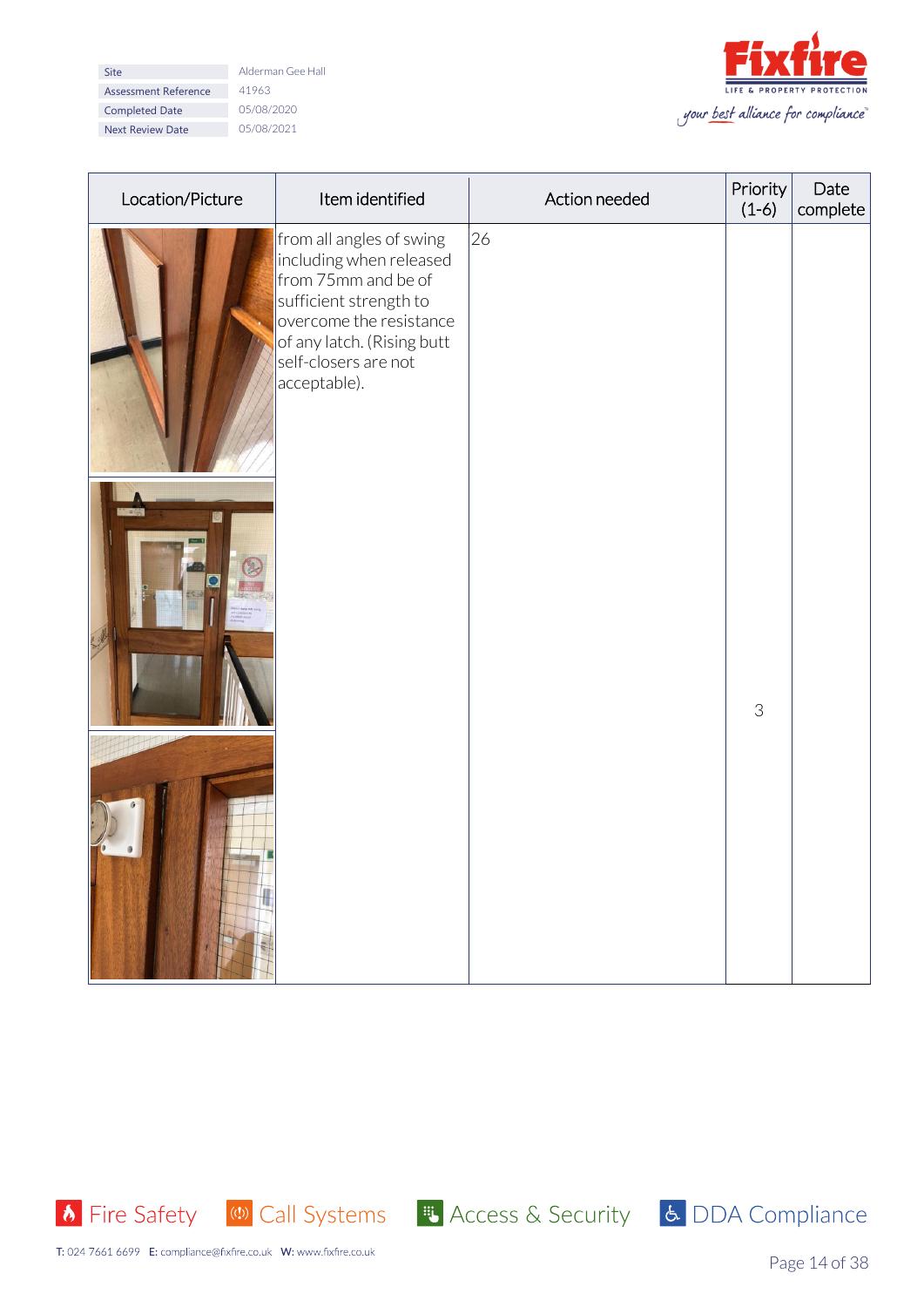| Site | Alderman Gee Hall |
|---|---|
| Assessment Reference | 41963 |
| Completed Date | 05/08/2020 |
| Next Review Date | 05/08/2021 |

| Location/Picture | Item identified | Action needed | Priority (1-6) | Date complete |
|---|---|---|---|---|
| | from all angles of swing including when released from 75mm and be of sufficient strength to overcome the resistance of any latch. (Rising butt self-closers are not acceptable). | 26 | 3 | |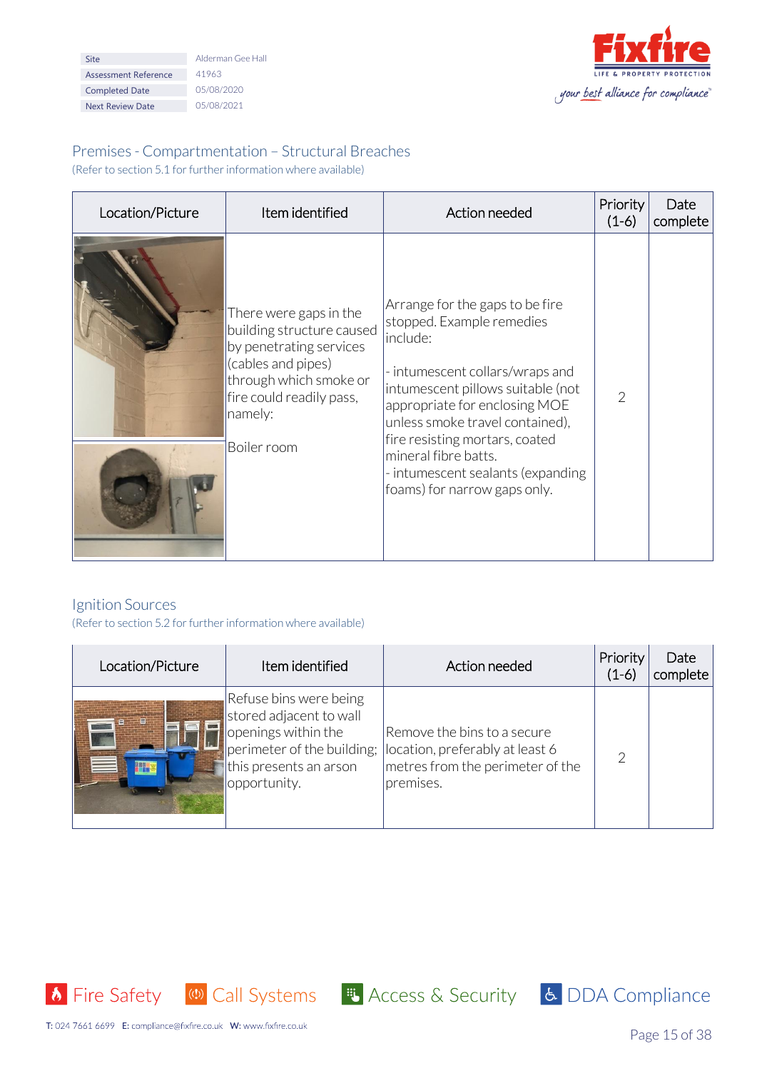| Site | Alderman Gee Hall |
| --- | --- |
| Assessment Reference | 41963 |
| Completed Date | 05/08/2020 |
| Next Review Date | 05/08/2021 |

## Premises - Compartmentation – Structural Breaches

(Refer to section 5.1 for further information where available)

| Location/Picture | Item identified | Action needed | Priority (1-6) | Date complete |
| --- | --- | --- | --- | --- |
| | There were gaps in the building structure caused by penetrating services (cables and pipes) through which smoke or fire could readily pass, namely:<br><br>Boiler room | Arrange for the gaps to be fire stopped. Example remedies include:<br><br>- intumescent collars/wraps and intumescent pillows suitable (not appropriate for enclosing MOE unless smoke travel contained), fire resisting mortars, coated mineral fibre batts.<br>- intumescent sealants (expanding foams) for narrow gaps only. | 2 | |

## Ignition Sources

(Refer to section 5.2 for further information where available)

| Location/Picture | Item identified | Action needed | Priority (1-6) | Date complete |
| --- | --- | --- | --- | --- |
| | Refuse bins were being stored adjacent to wall openings within the perimeter of the building; this presents an arson opportunity. | Remove the bins to a secure location, preferably at least 6 metres from the perimeter of the premises. | 2 | |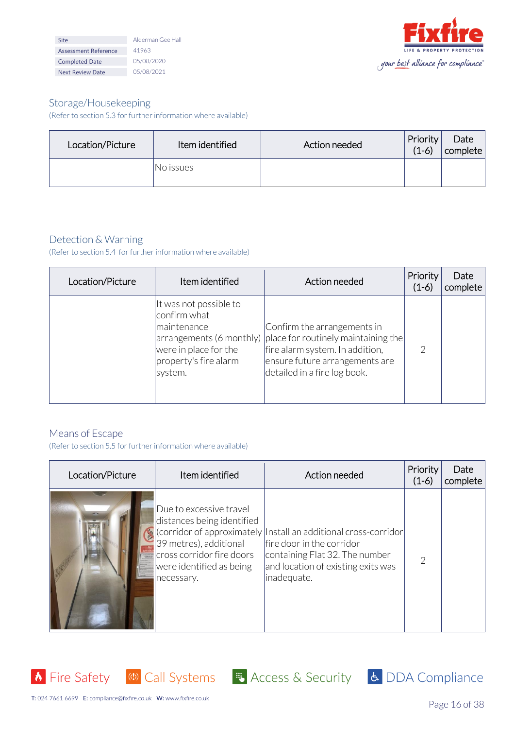| Site | Alderman Gee Hall |
| --- | --- |
| Assessment Reference | 41963 |
| Completed Date | 05/08/2020 |
| Next Review Date | 05/08/2021 |

## Storage/Housekeeping

(Refer to section 5.3 for further information where available)

| Location/Picture | Item identified | Action needed | Priority (1-6) | Date complete |
| --- | --- | --- | --- | --- |
| | No issues | | | |

## Detection & Warning

(Refer to section 5.4 for further information where available)

| Location/Picture | Item identified | Action needed | Priority (1-6) | Date complete |
| --- | --- | --- | --- | --- |
| | It was not possible to confirm what maintenance arrangements (6 monthly) were in place for the property's fire alarm system. | Confirm the arrangements in place for routinely maintaining the fire alarm system. In addition, ensure future arrangements are detailed in a fire log book. | 2 | |

## Means of Escape

(Refer to section 5.5 for further information where available)

| Location/Picture | Item identified | Action needed | Priority (1-6) | Date complete |
| --- | --- | --- | --- | --- |
| | Due to excessive travel distances being identified (corridor of approximately 39 metres), additional cross corridor fire doors were identified as being necessary. | Install an additional cross-corridor fire door in the corridor containing Flat 32. The number and location of existing exits was inadequate. | 2 | |

Fire Safety | Call Systems | Access & Security | DDA Compliance

T: 024 7661 6699 E: compliance@fixfire.co.uk W: www.fixfire.co.uk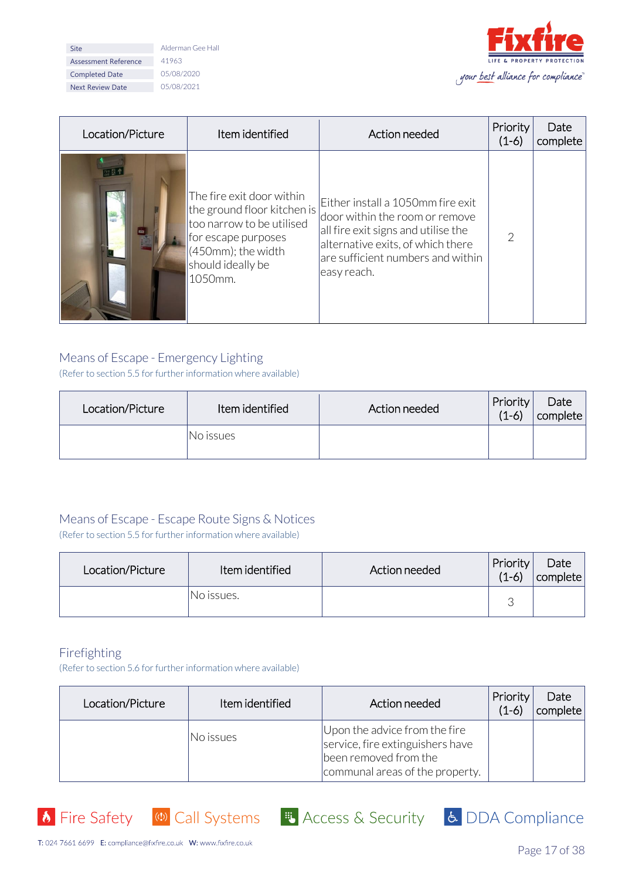| Site | Alderman Gee Hall |
|---|---|
| Assessment Reference | 41963 |
| Completed Date | 05/08/2020 |
| Next Review Date | 05/08/2021 |

| Location/Picture | Item identified | Action needed | Priority (1-6) | Date complete |
|---|---|---|---|---|
| | The fire exit door within the ground floor kitchen is too narrow to be utilised for escape purposes (450mm); the width should ideally be 1050mm. | Either install a 1050mm fire exit door within the room or remove all fire exit signs and utilise the alternative exits, of which there are sufficient numbers and within easy reach. | 2 | |

## Means of Escape - Emergency Lighting

(Refer to section 5.5 for further information where available)

| Location/Picture | Item identified | Action needed | Priority (1-6) | Date complete |
|---|---|---|---|---|
| | No issues | | | |

## Means of Escape - Escape Route Signs & Notices

(Refer to section 5.5 for further information where available)

| Location/Picture | Item identified | Action needed | Priority (1-6) | Date complete |
|---|---|---|---|---|
| | No issues. | | 3 | |

## Firefighting

(Refer to section 5.6 for further information where available)

| Location/Picture | Item identified | Action needed | Priority (1-6) | Date complete |
|---|---|---|---|---|
| | No issues | Upon the advice from the fire service, fire extinguishers have been removed from the communal areas of the property. | | |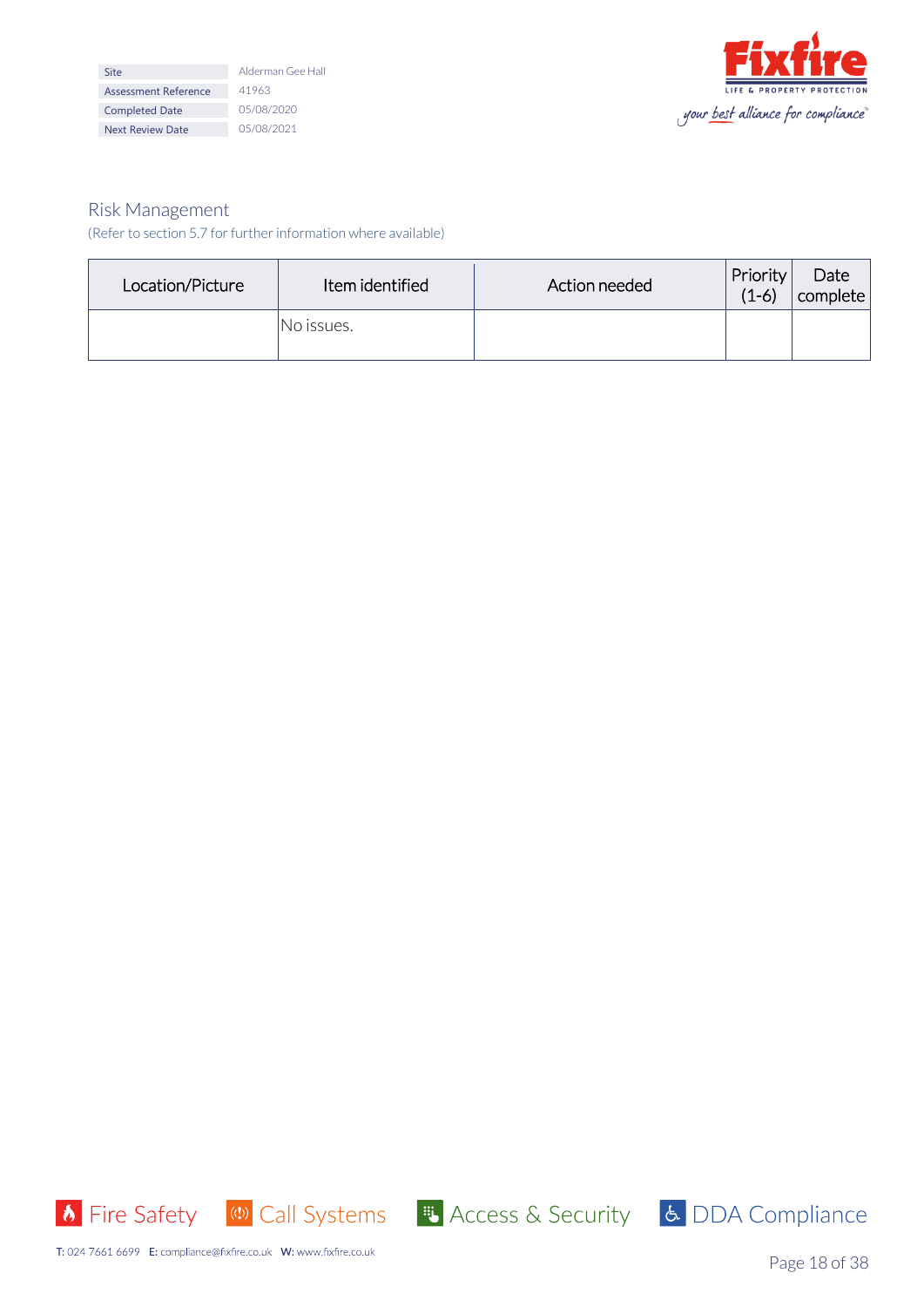| Site | Alderman Gee Hall |
| --- | --- |
| Assessment Reference | 41963 |
| Completed Date | 05/08/2020 |
| Next Review Date | 05/08/2021 |

## Risk Management

(Refer to section 5.7 for further information where available)

| Location/Picture | Item identified | Action needed | Priority (1-6) | Date complete |
| --- | --- | --- | --- | --- |
| | No issues. | | | |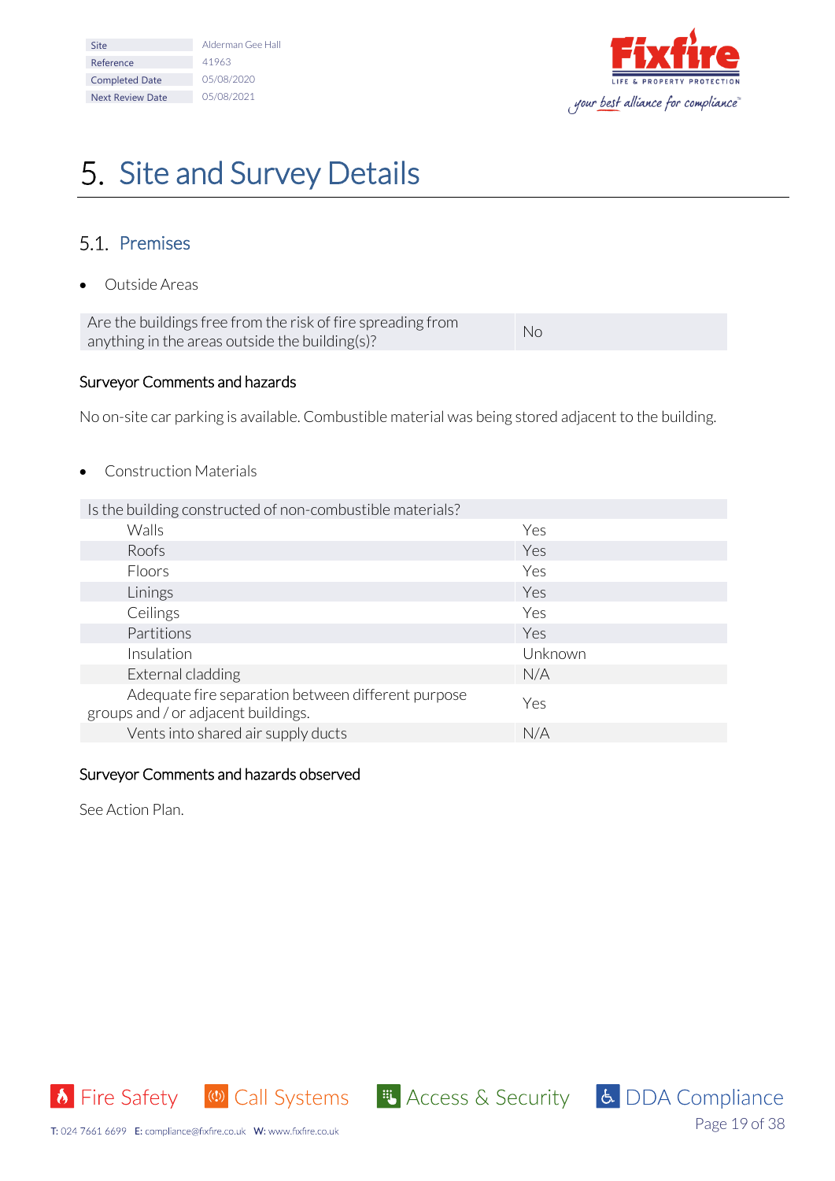# 5. Site and Survey Details

## 5.1. Premises

- Outside Areas

| Are the buildings free from the risk of fire spreading from anything in the areas outside the building(s)? | No |
|---|---|

### Surveyor Comments and hazards

No on-site car parking is available. Combustible material was being stored adjacent to the building.

- Construction Materials

| Is the building constructed of non-combustible materials? | |
|---|---|
| Walls | Yes |
| Roofs | Yes |
| Floors | Yes |
| Linings | Yes |
| Ceilings | Yes |
| Partitions | Yes |
| Insulation | Unknown |
| External cladding | N/A |
| Adequate fire separation between different purpose groups and / or adjacent buildings. | Yes |
| Vents into shared air supply ducts | N/A |

### Surveyor Comments and hazards observed

See Action Plan.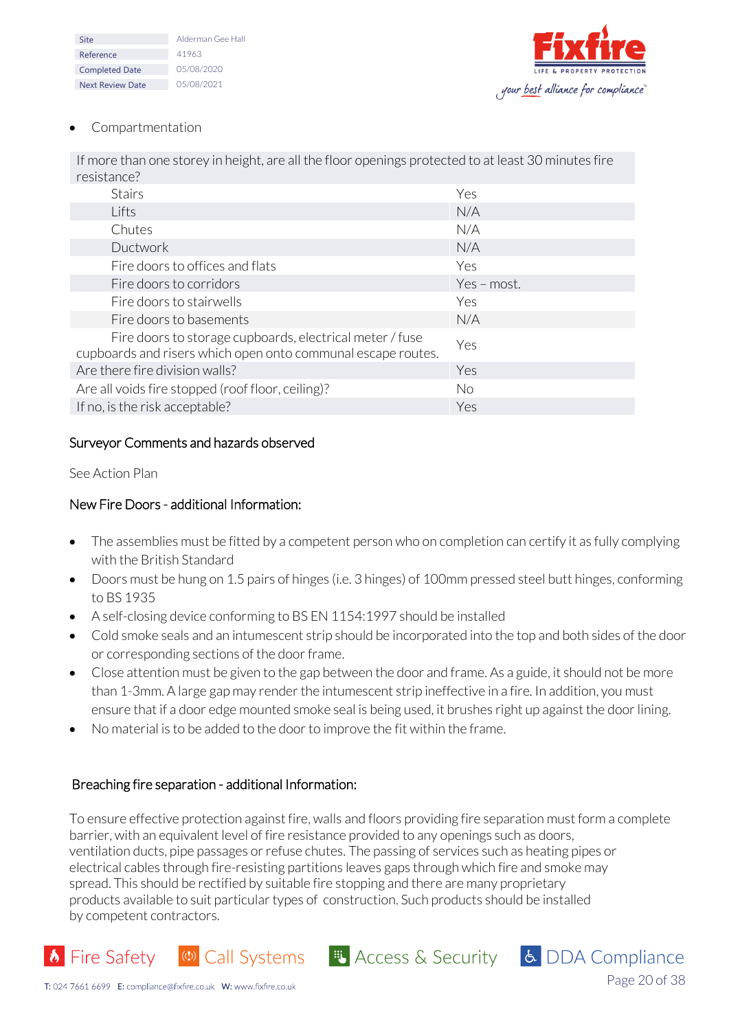- Compartmentation

| If more than one storey in height, are all the floor openings protected to at least 30 minutes fire resistance? | |
|---|---|
| Stairs | Yes |
| Lifts | N/A |
| Chutes | N/A |
| Ductwork | N/A |
| Fire doors to offices and flats | Yes |
| Fire doors to corridors | Yes – most. |
| Fire doors to stairwells | Yes |
| Fire doors to basements | N/A |
| Fire doors to storage cupboards, electrical meter / fuse cupboards and risers which open onto communal escape routes. | Yes |
| Are there fire division walls? | Yes |
| Are all voids fire stopped (roof floor, ceiling)? | No |
| If no, is the risk acceptable? | Yes |

## Surveyor Comments and hazards observed

See Action Plan

## New Fire Doors - additional Information:

- The assemblies must be fitted by a competent person who on completion can certify it as fully complying with the British Standard
- Doors must be hung on 1.5 pairs of hinges (i.e. 3 hinges) of 100mm pressed steel butt hinges, conforming to BS 1935
- A self-closing device conforming to BS EN 1154:1997 should be installed
- Cold smoke seals and an intumescent strip should be incorporated into the top and both sides of the door or corresponding sections of the door frame.
- Close attention must be given to the gap between the door and frame. As a guide, it should not be more than 1-3mm. A large gap may render the intumescent strip ineffective in a fire. In addition, you must ensure that if a door edge mounted smoke seal is being used, it brushes right up against the door lining.
- No material is to be added to the door to improve the fit within the frame.

## Breaching fire separation - additional Information:

To ensure effective protection against fire, walls and floors providing fire separation must form a complete barrier, with an equivalent level of fire resistance provided to any openings such as doors, ventilation ducts, pipe passages or refuse chutes. The passing of services such as heating pipes or electrical cables through fire-resisting partitions leaves gaps through which fire and smoke may spread. This should be rectified by suitable fire stopping and there are many proprietary products available to suit particular types of construction. Such products should be installed by competent contractors.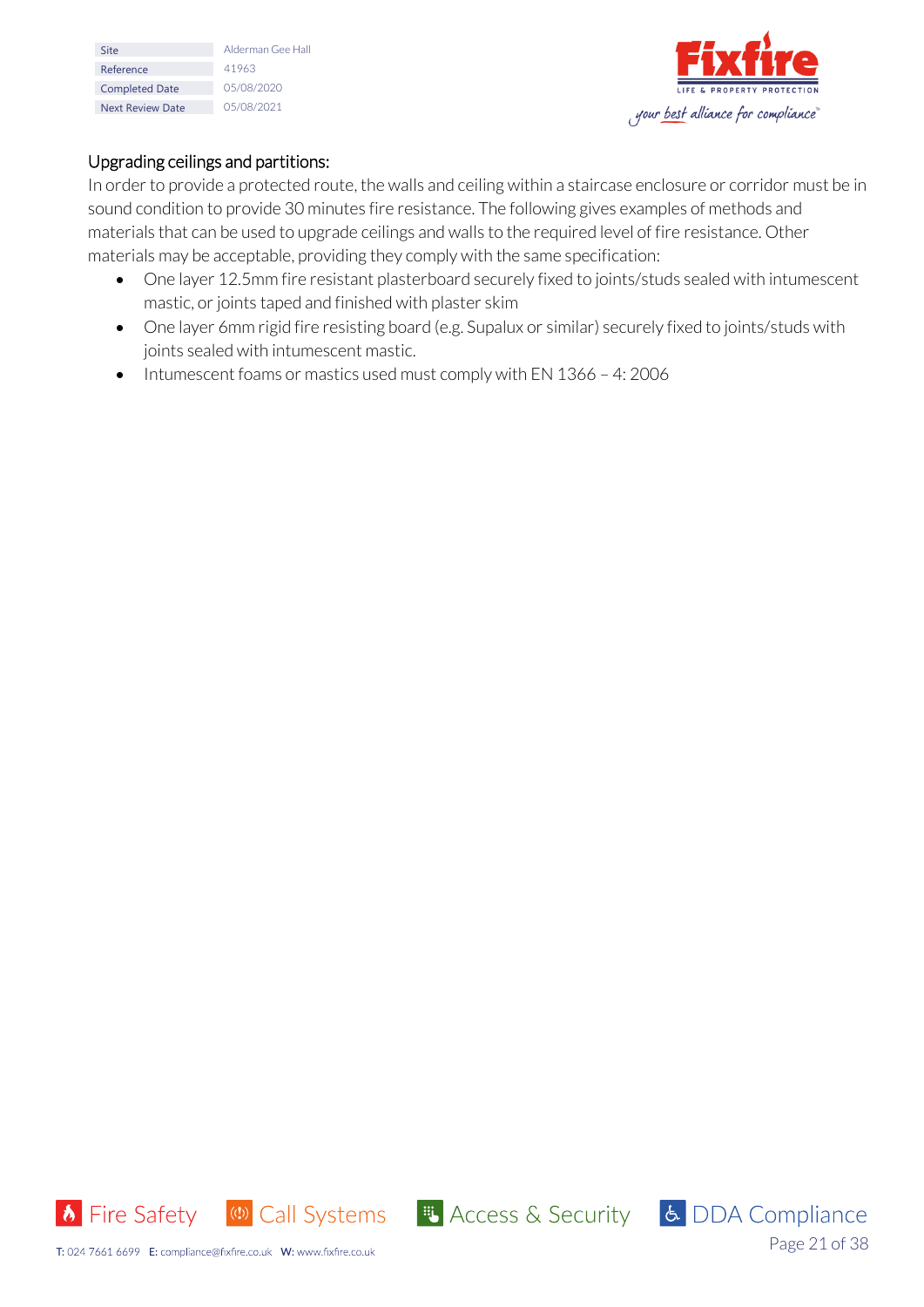### Upgrading ceilings and partitions:

In order to provide a protected route, the walls and ceiling within a staircase enclosure or corridor must be in sound condition to provide 30 minutes fire resistance. The following gives examples of methods and materials that can be used to upgrade ceilings and walls to the required level of fire resistance. Other materials may be acceptable, providing they comply with the same specification:

- One layer 12.5mm fire resistant plasterboard securely fixed to joints/studs sealed with intumescent mastic, or joints taped and finished with plaster skim
- One layer 6mm rigid fire resisting board (e.g. Supalux or similar) securely fixed to joints/studs with joints sealed with intumescent mastic.
- Intumescent foams or mastics used must comply with EN 1366 – 4: 2006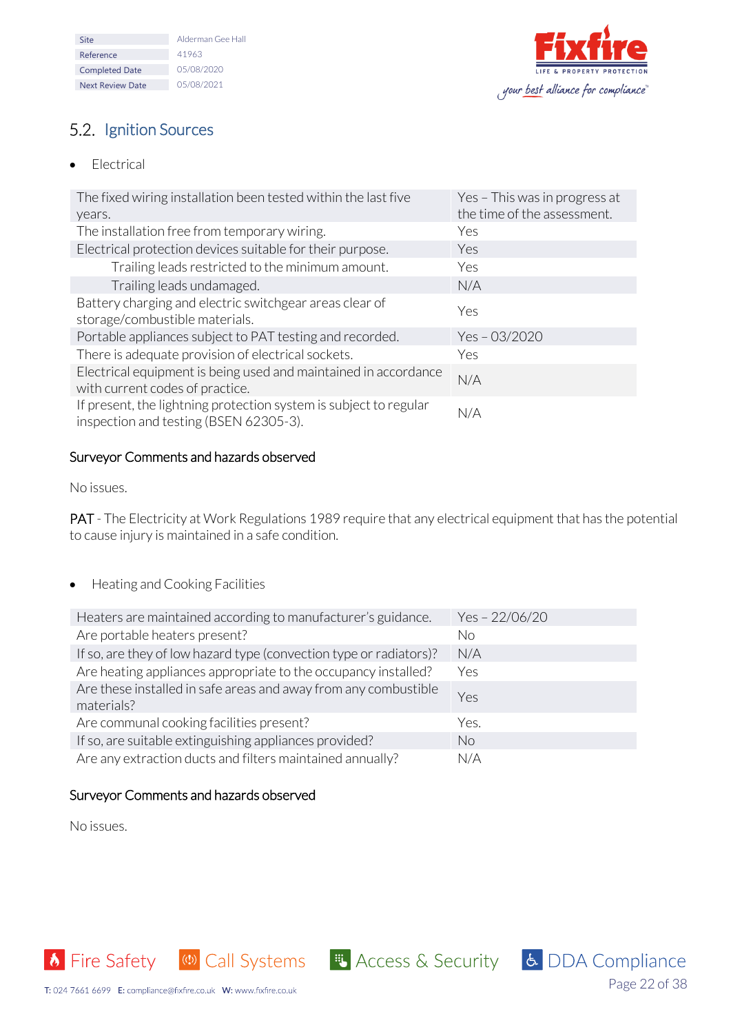| Site | Alderman Gee Hall |
|---|---|
| Reference | 41963 |
| Completed Date | 05/08/2020 |
| Next Review Date | 05/08/2021 |

## 5.2. Ignition Sources

- Electrical

| | |
|---|---|
| The fixed wiring installation been tested within the last five years. | Yes – This was in progress at the time of the assessment. |
| The installation free from temporary wiring. | Yes |
| Electrical protection devices suitable for their purpose. | Yes |
| Trailing leads restricted to the minimum amount. | Yes |
| Trailing leads undamaged. | N/A |
| Battery charging and electric switchgear areas clear of storage/combustible materials. | Yes |
| Portable appliances subject to PAT testing and recorded. | Yes – 03/2020 |
| There is adequate provision of electrical sockets. | Yes |
| Electrical equipment is being used and maintained in accordance with current codes of practice. | N/A |
| If present, the lightning protection system is subject to regular inspection and testing (BSEN 62305-3). | N/A |

### Surveyor Comments and hazards observed

No issues.

PAT - The Electricity at Work Regulations 1989 require that any electrical equipment that has the potential to cause injury is maintained in a safe condition.

- Heating and Cooking Facilities

| | |
|---|---|
| Heaters are maintained according to manufacturer's guidance. | Yes – 22/06/20 |
| Are portable heaters present? | No |
| If so, are they of low hazard type (convection type or radiators)? | N/A |
| Are heating appliances appropriate to the occupancy installed? | Yes |
| Are these installed in safe areas and away from any combustible materials? | Yes |
| Are communal cooking facilities present? | Yes. |
| If so, are suitable extinguishing appliances provided? | No |
| Are any extraction ducts and filters maintained annually? | N/A |

### Surveyor Comments and hazards observed

No issues.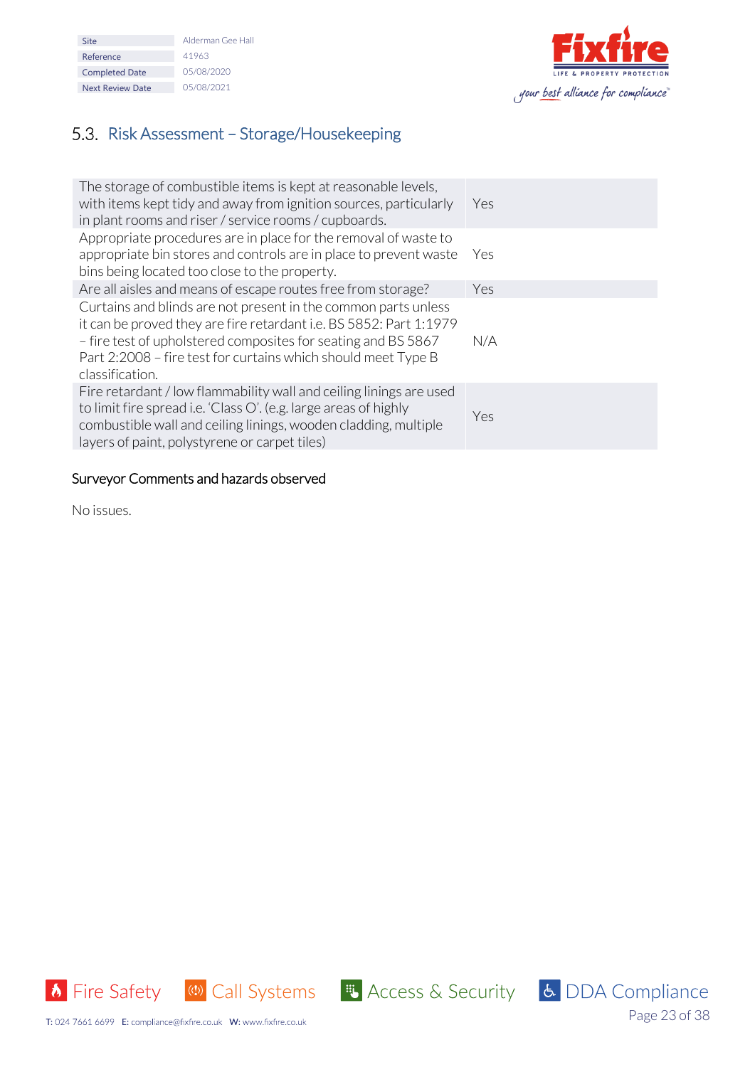| Site | Alderman Gee Hall |
| --- | --- |
| Reference | 41963 |
| Completed Date | 05/08/2020 |
| Next Review Date | 05/08/2021 |

## 5.3. Risk Assessment – Storage/Housekeeping

| Question | Answer |
| --- | --- |
| The storage of combustible items is kept at reasonable levels, with items kept tidy and away from ignition sources, particularly in plant rooms and riser / service rooms / cupboards. | Yes |
| Appropriate procedures are in place for the removal of waste to appropriate bin stores and controls are in place to prevent waste bins being located too close to the property. | Yes |
| Are all aisles and means of escape routes free from storage? | Yes |
| Curtains and blinds are not present in the common parts unless it can be proved they are fire retardant i.e. BS 5852: Part 1:1979 – fire test of upholstered composites for seating and BS 5867 Part 2:2008 – fire test for curtains which should meet Type B classification. | N/A |
| Fire retardant / low flammability wall and ceiling linings are used to limit fire spread i.e. 'Class O'. (e.g. large areas of highly combustible wall and ceiling linings, wooden cladding, multiple layers of paint, polystyrene or carpet tiles) | Yes |

### Surveyor Comments and hazards observed

No issues.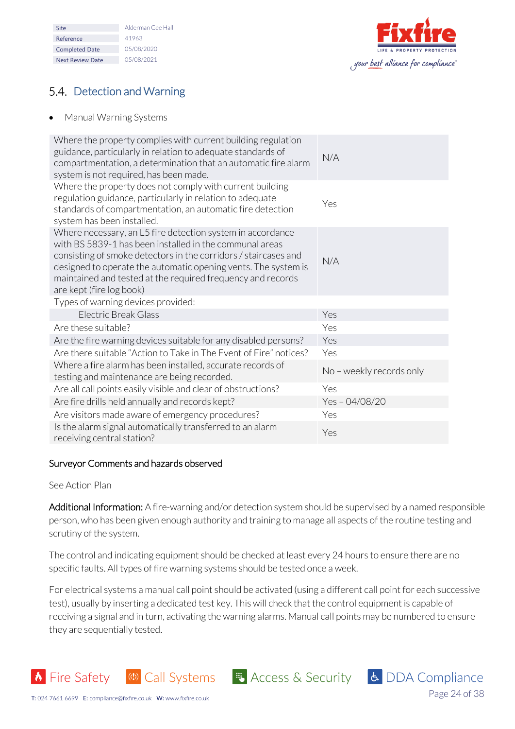| Site | Alderman Gee Hall |
|---|---|
| Reference | 41963 |
| Completed Date | 05/08/2020 |
| Next Review Date | 05/08/2021 |

## 5.4. Detection and Warning

- Manual Warning Systems

| | |
|---|---|
| Where the property complies with current building regulation guidance, particularly in relation to adequate standards of compartmentation, a determination that an automatic fire alarm system is not required, has been made. | N/A |
| Where the property does not comply with current building regulation guidance, particularly in relation to adequate standards of compartmentation, an automatic fire detection system has been installed. | Yes |
| Where necessary, an L5 fire detection system in accordance with BS 5839-1 has been installed in the communal areas consisting of smoke detectors in the corridors / staircases and designed to operate the automatic opening vents. The system is maintained and tested at the required frequency and records are kept (fire log book) | N/A |
| Types of warning devices provided: | |
| Electric Break Glass | Yes |
| Are these suitable? | Yes |
| Are the fire warning devices suitable for any disabled persons? | Yes |
| Are there suitable "Action to Take in The Event of Fire" notices? | Yes |
| Where a fire alarm has been installed, accurate records of testing and maintenance are being recorded. | No – weekly records only |
| Are all call points easily visible and clear of obstructions? | Yes |
| Are fire drills held annually and records kept? | Yes – 04/08/20 |
| Are visitors made aware of emergency procedures? | Yes |
| Is the alarm signal automatically transferred to an alarm receiving central station? | Yes |

### Surveyor Comments and hazards observed

See Action Plan

**Additional Information:** A fire-warning and/or detection system should be supervised by a named responsible person, who has been given enough authority and training to manage all aspects of the routine testing and scrutiny of the system.

The control and indicating equipment should be checked at least every 24 hours to ensure there are no specific faults. All types of fire warning systems should be tested once a week.

For electrical systems a manual call point should be activated (using a different call point for each successive test), usually by inserting a dedicated test key. This will check that the control equipment is capable of receiving a signal and in turn, activating the warning alarms. Manual call points may be numbered to ensure they are sequentially tested.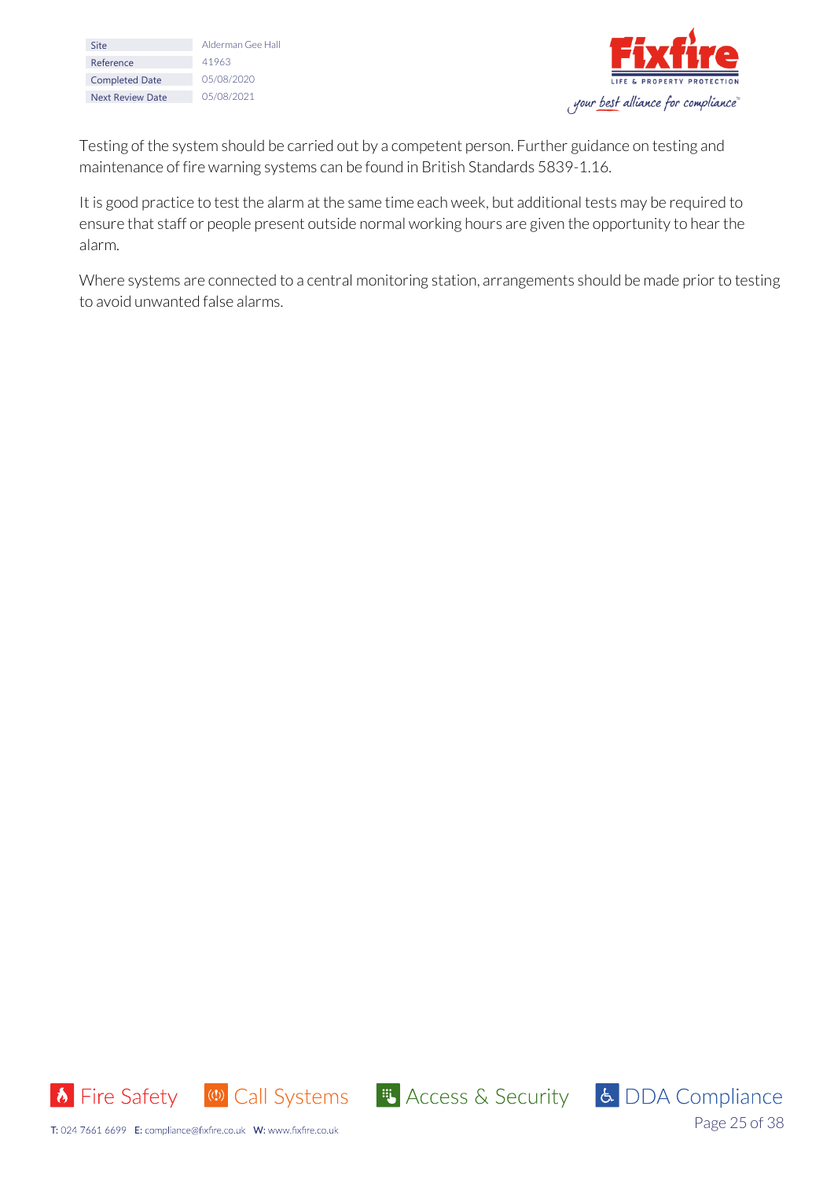Testing of the system should be carried out by a competent person. Further guidance on testing and maintenance of fire warning systems can be found in British Standards 5839-1.16.

It is good practice to test the alarm at the same time each week, but additional tests may be required to ensure that staff or people present outside normal working hours are given the opportunity to hear the alarm.

Where systems are connected to a central monitoring station, arrangements should be made prior to testing to avoid unwanted false alarms.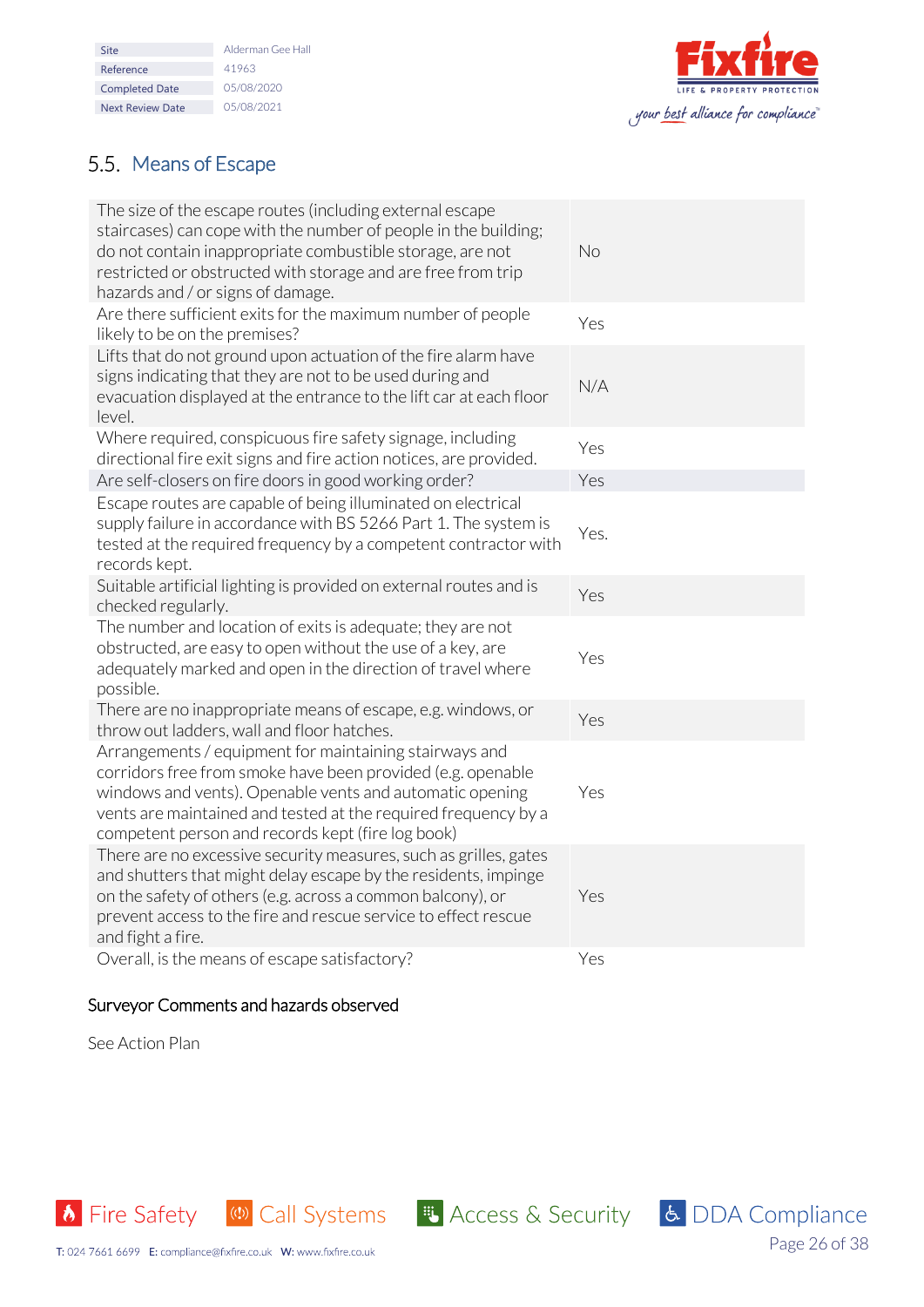| Site | Alderman Gee Hall |
|---|---|
| Reference | 41963 |
| Completed Date | 05/08/2020 |
| Next Review Date | 05/08/2021 |

## 5.5. Means of Escape

| Question | Answer |
|---|---|
| The size of the escape routes (including external escape staircases) can cope with the number of people in the building; do not contain inappropriate combustible storage, are not restricted or obstructed with storage and are free from trip hazards and / or signs of damage. | No |
| Are there sufficient exits for the maximum number of people likely to be on the premises? | Yes |
| Lifts that do not ground upon actuation of the fire alarm have signs indicating that they are not to be used during and evacuation displayed at the entrance to the lift car at each floor level. | N/A |
| Where required, conspicuous fire safety signage, including directional fire exit signs and fire action notices, are provided. | Yes |
| Are self-closers on fire doors in good working order? | Yes |
| Escape routes are capable of being illuminated on electrical supply failure in accordance with BS 5266 Part 1. The system is tested at the required frequency by a competent contractor with records kept. | Yes. |
| Suitable artificial lighting is provided on external routes and is checked regularly. | Yes |
| The number and location of exits is adequate; they are not obstructed, are easy to open without the use of a key, are adequately marked and open in the direction of travel where possible. | Yes |
| There are no inappropriate means of escape, e.g. windows, or throw out ladders, wall and floor hatches. | Yes |
| Arrangements / equipment for maintaining stairways and corridors free from smoke have been provided (e.g. openable windows and vents). Openable vents and automatic opening vents are maintained and tested at the required frequency by a competent person and records kept (fire log book) | Yes |
| There are no excessive security measures, such as grilles, gates and shutters that might delay escape by the residents, impinge on the safety of others (e.g. across a common balcony), or prevent access to the fire and rescue service to effect rescue and fight a fire. | Yes |
| Overall, is the means of escape satisfactory? | Yes |

### Surveyor Comments and hazards observed

See Action Plan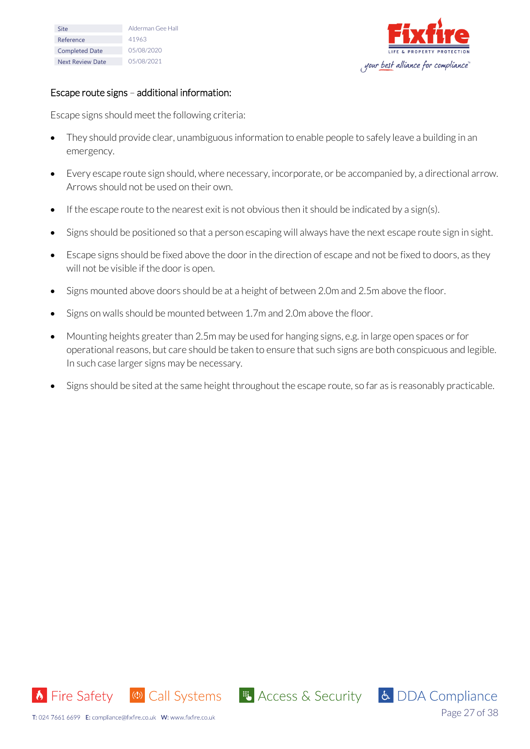## Escape route signs – additional information:

Escape signs should meet the following criteria:

- They should provide clear, unambiguous information to enable people to safely leave a building in an emergency.
- Every escape route sign should, where necessary, incorporate, or be accompanied by, a directional arrow. Arrows should not be used on their own.
- If the escape route to the nearest exit is not obvious then it should be indicated by a sign(s).
- Signs should be positioned so that a person escaping will always have the next escape route sign in sight.
- Escape signs should be fixed above the door in the direction of escape and not be fixed to doors, as they will not be visible if the door is open.
- Signs mounted above doors should be at a height of between 2.0m and 2.5m above the floor.
- Signs on walls should be mounted between 1.7m and 2.0m above the floor.
- Mounting heights greater than 2.5m may be used for hanging signs, e.g. in large open spaces or for operational reasons, but care should be taken to ensure that such signs are both conspicuous and legible. In such case larger signs may be necessary.
- Signs should be sited at the same height throughout the escape route, so far as is reasonably practicable.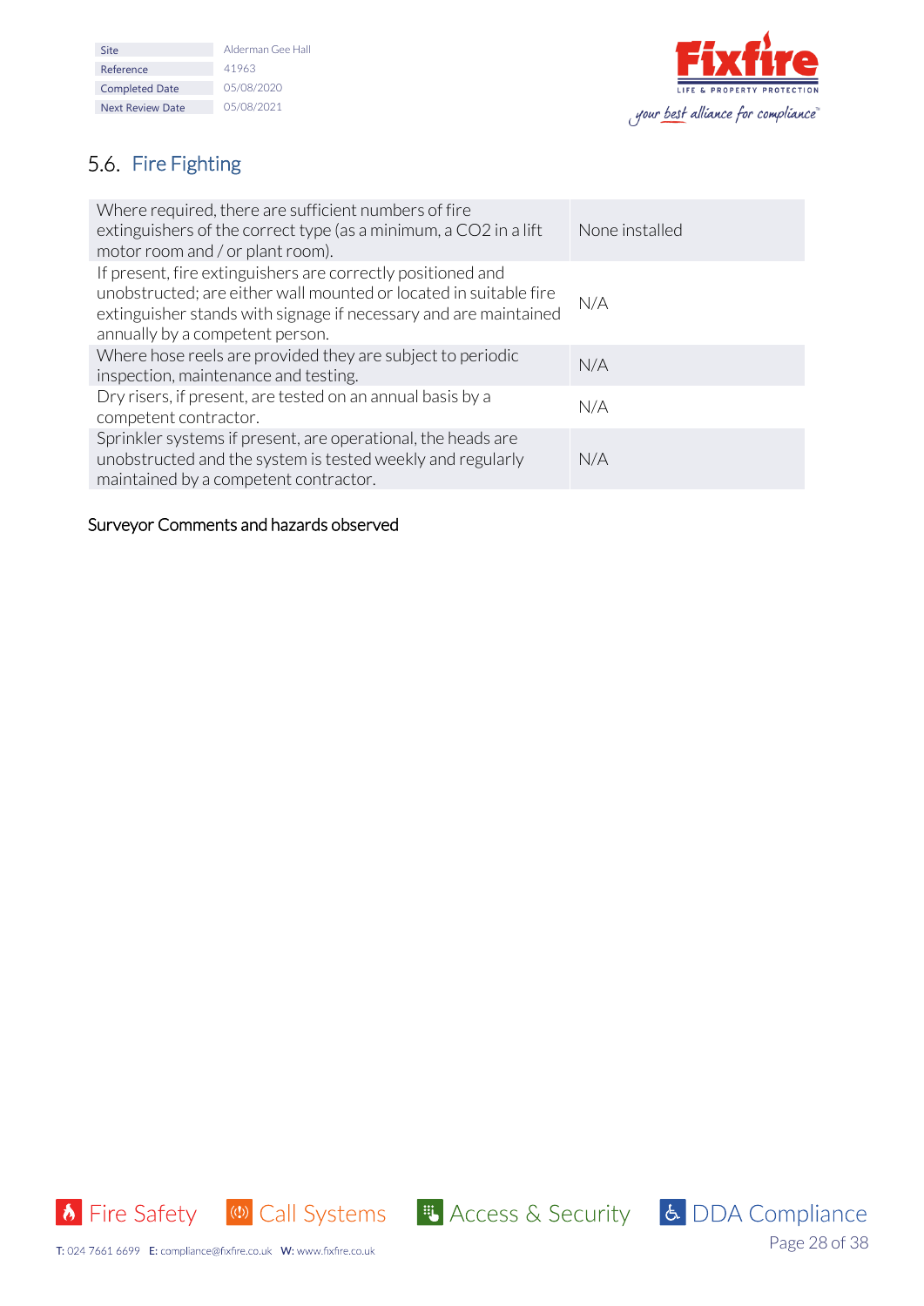| Site | Alderman Gee Hall |
|---|---|
| Reference | 41963 |
| Completed Date | 05/08/2020 |
| Next Review Date | 05/08/2021 |

## 5.6. Fire Fighting

| | |
|---|---|
| Where required, there are sufficient numbers of fire extinguishers of the correct type (as a minimum, a $CO_2$ in a lift motor room and / or plant room). | None installed |
| If present, fire extinguishers are correctly positioned and unobstructed; are either wall mounted or located in suitable fire extinguisher stands with signage if necessary and are maintained annually by a competent person. | N/A |
| Where hose reels are provided they are subject to periodic inspection, maintenance and testing. | N/A |
| Dry risers, if present, are tested on an annual basis by a competent contractor. | N/A |
| Sprinkler systems if present, are operational, the heads are unobstructed and the system is tested weekly and regularly maintained by a competent contractor. | N/A |

Surveyor Comments and hazards observed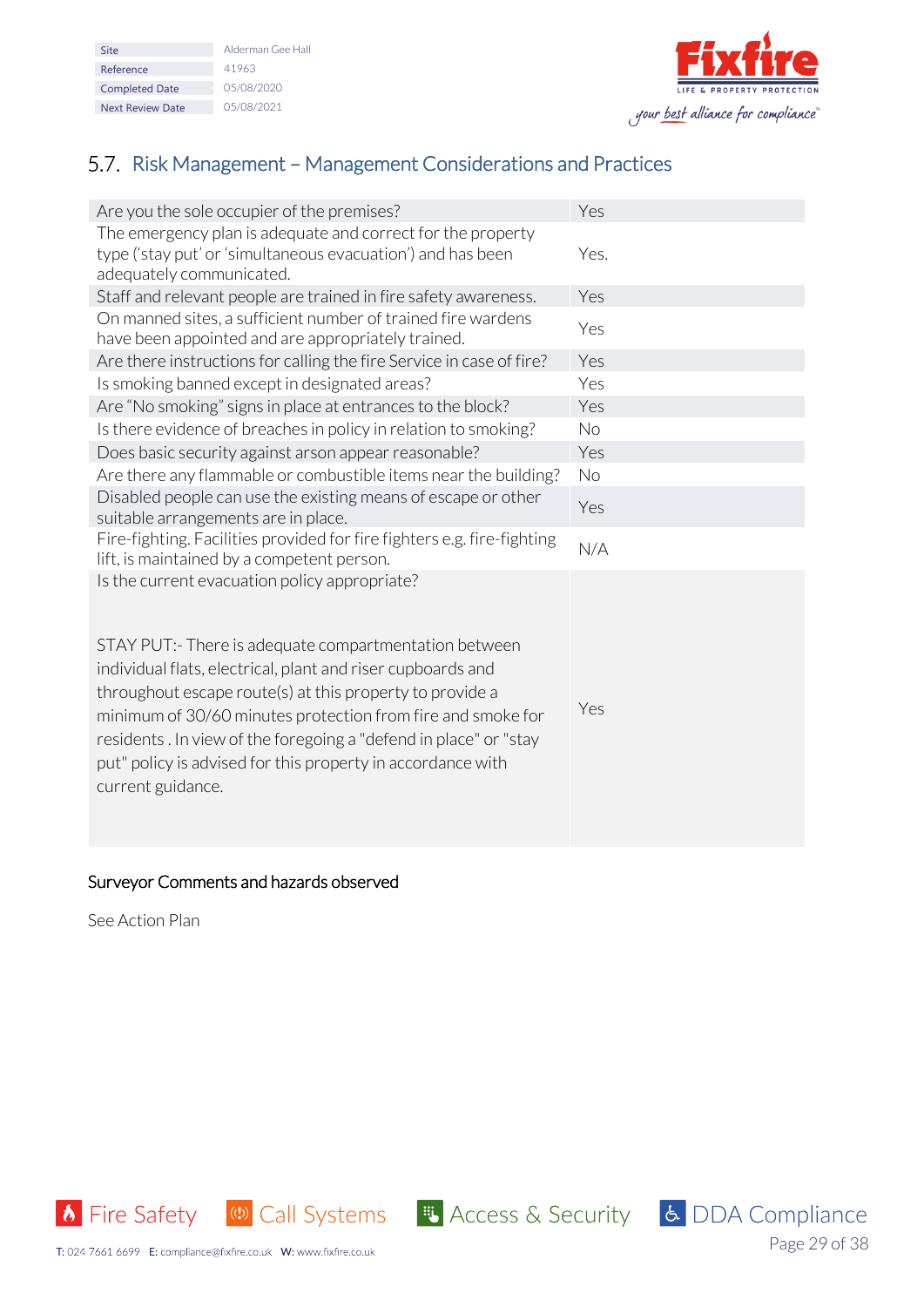## 5.7. Risk Management – Management Considerations and Practices

| | |
|---|---|
| Are you the sole occupier of the premises? | Yes |
| The emergency plan is adequate and correct for the property type ('stay put' or 'simultaneous evacuation') and has been adequately communicated. | Yes. |
| Staff and relevant people are trained in fire safety awareness. | Yes |
| On manned sites, a sufficient number of trained fire wardens have been appointed and are appropriately trained. | Yes |
| Are there instructions for calling the fire Service in case of fire? | Yes |
| Is smoking banned except in designated areas? | Yes |
| Are "No smoking" signs in place at entrances to the block? | Yes |
| Is there evidence of breaches in policy in relation to smoking? | No |
| Does basic security against arson appear reasonable? | Yes |
| Are there any flammable or combustible items near the building? | No |
| Disabled people can use the existing means of escape or other suitable arrangements are in place. | Yes |
| Fire-fighting. Facilities provided for fire fighters e.g. fire-fighting lift, is maintained by a competent person. | N/A |
| Is the current evacuation policy appropriate?<br><br>STAY PUT:- There is adequate compartmentation between individual flats, electrical, plant and riser cupboards and throughout escape route(s) at this property to provide a minimum of 30/60 minutes protection from fire and smoke for residents . In view of the foregoing a "defend in place" or "stay put" policy is advised for this property in accordance with current guidance. | Yes |

### Surveyor Comments and hazards observed

See Action Plan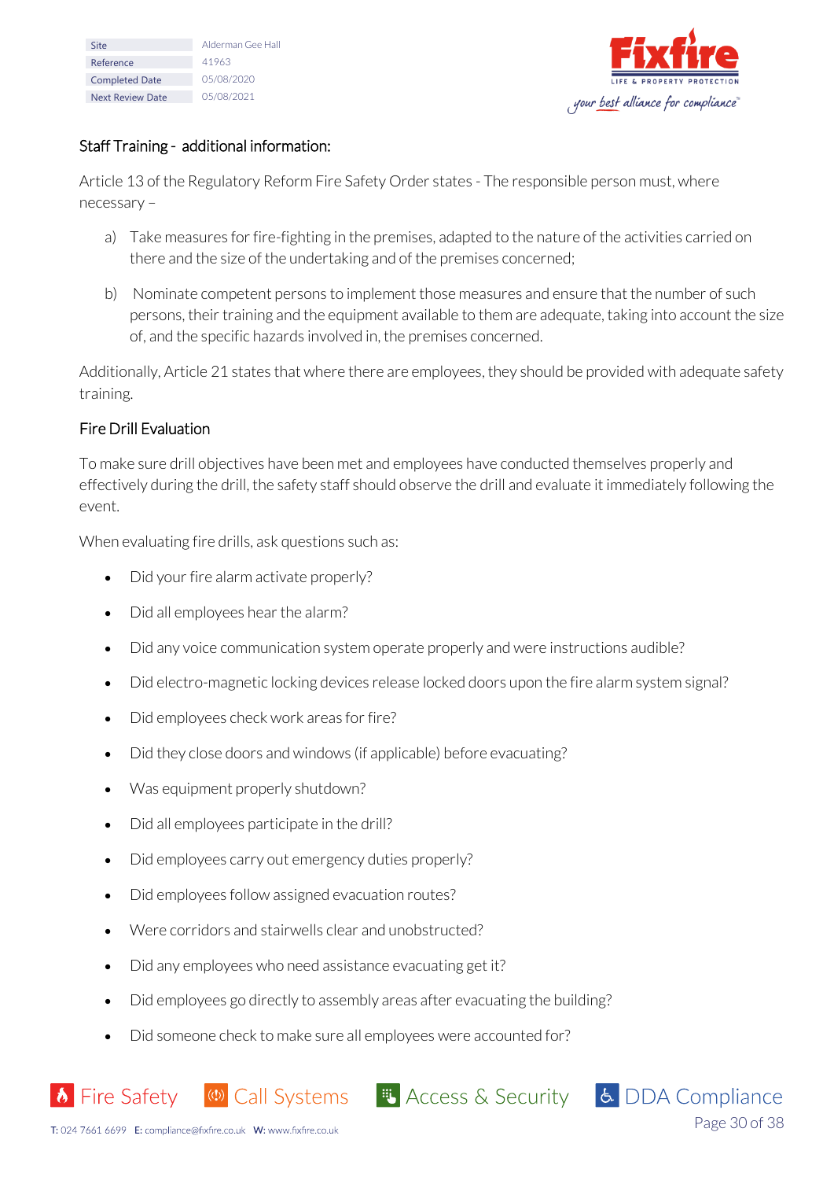## Staff Training - additional information:

Article 13 of the Regulatory Reform Fire Safety Order states - The responsible person must, where necessary –

a) Take measures for fire-fighting in the premises, adapted to the nature of the activities carried on there and the size of the undertaking and of the premises concerned;

b) Nominate competent persons to implement those measures and ensure that the number of such persons, their training and the equipment available to them are adequate, taking into account the size of, and the specific hazards involved in, the premises concerned.

Additionally, Article 21 states that where there are employees, they should be provided with adequate safety training.

## Fire Drill Evaluation

To make sure drill objectives have been met and employees have conducted themselves properly and effectively during the drill, the safety staff should observe the drill and evaluate it immediately following the event.

When evaluating fire drills, ask questions such as:

- Did your fire alarm activate properly?
- Did all employees hear the alarm?
- Did any voice communication system operate properly and were instructions audible?
- Did electro-magnetic locking devices release locked doors upon the fire alarm system signal?
- Did employees check work areas for fire?
- Did they close doors and windows (if applicable) before evacuating?
- Was equipment properly shutdown?
- Did all employees participate in the drill?
- Did employees carry out emergency duties properly?
- Did employees follow assigned evacuation routes?
- Were corridors and stairwells clear and unobstructed?
- Did any employees who need assistance evacuating get it?
- Did employees go directly to assembly areas after evacuating the building?
- Did someone check to make sure all employees were accounted for?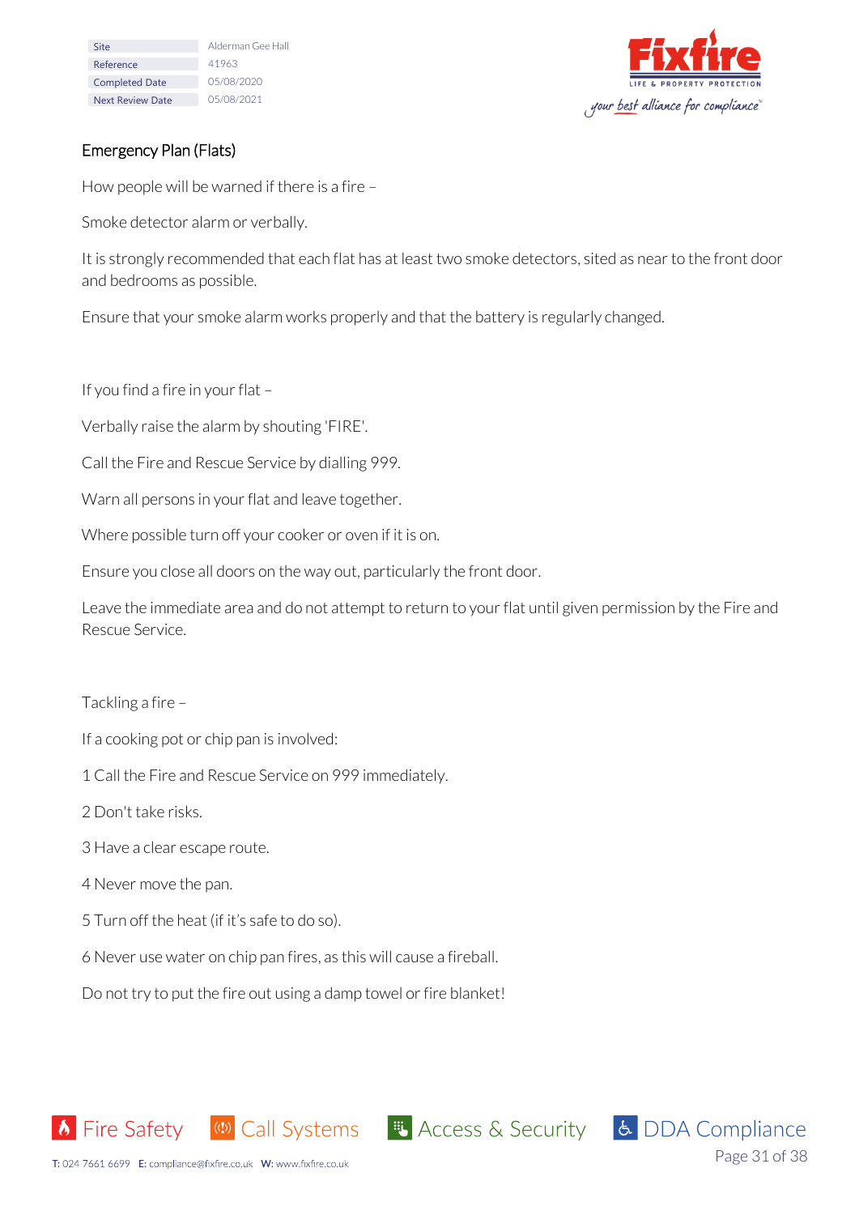| Site | Alderman Gee Hall |
| --- | --- |
| Reference | 41963 |
| Completed Date | 05/08/2020 |
| Next Review Date | 05/08/2021 |

## Emergency Plan (Flats)

How people will be warned if there is a fire –

Smoke detector alarm or verbally.

It is strongly recommended that each flat has at least two smoke detectors, sited as near to the front door and bedrooms as possible.

Ensure that your smoke alarm works properly and that the battery is regularly changed.

If you find a fire in your flat –

Verbally raise the alarm by shouting 'FIRE'.

Call the Fire and Rescue Service by dialling 999.

Warn all persons in your flat and leave together.

Where possible turn off your cooker or oven if it is on.

Ensure you close all doors on the way out, particularly the front door.

Leave the immediate area and do not attempt to return to your flat until given permission by the Fire and Rescue Service.

Tackling a fire –

If a cooking pot or chip pan is involved:

1 Call the Fire and Rescue Service on 999 immediately.

2 Don't take risks.

3 Have a clear escape route.

4 Never move the pan.

5 Turn off the heat (if it's safe to do so).

6 Never use water on chip pan fires, as this will cause a fireball.

Do not try to put the fire out using a damp towel or fire blanket!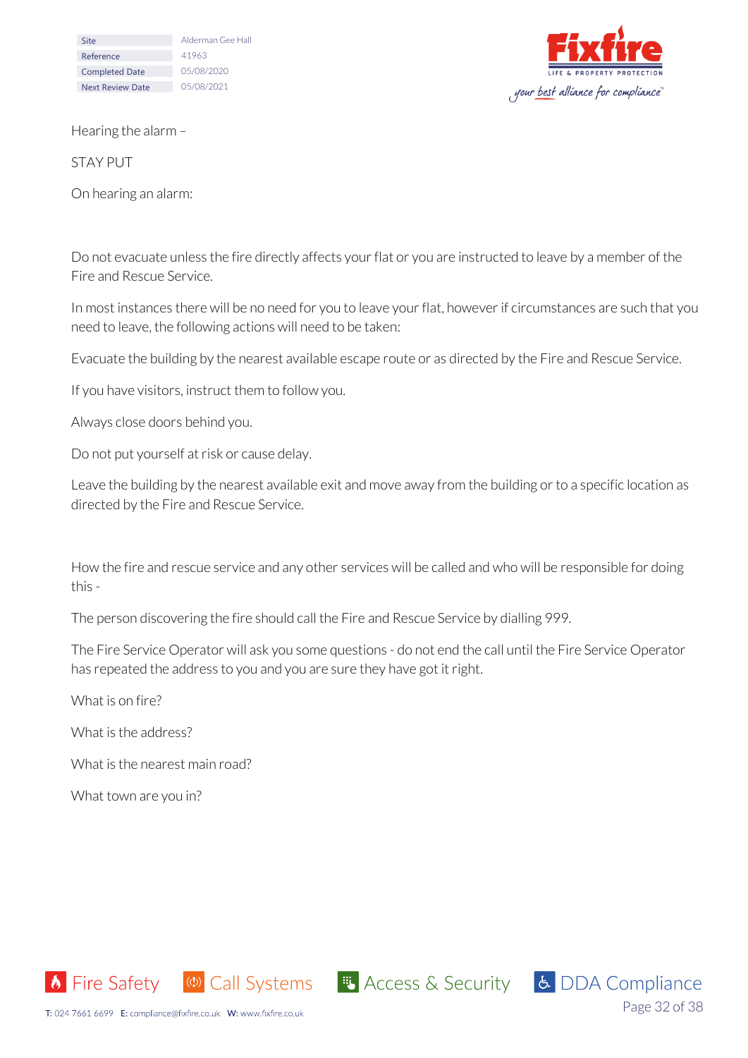Hearing the alarm –

STAY PUT

On hearing an alarm:

Do not evacuate unless the fire directly affects your flat or you are instructed to leave by a member of the Fire and Rescue Service.

In most instances there will be no need for you to leave your flat, however if circumstances are such that you need to leave, the following actions will need to be taken:

Evacuate the building by the nearest available escape route or as directed by the Fire and Rescue Service.

If you have visitors, instruct them to follow you.

Always close doors behind you.

Do not put yourself at risk or cause delay.

Leave the building by the nearest available exit and move away from the building or to a specific location as directed by the Fire and Rescue Service.

How the fire and rescue service and any other services will be called and who will be responsible for doing this -

The person discovering the fire should call the Fire and Rescue Service by dialling 999.

The Fire Service Operator will ask you some questions - do not end the call until the Fire Service Operator has repeated the address to you and you are sure they have got it right.

What is on fire?

What is the address?

What is the nearest main road?

What town are you in?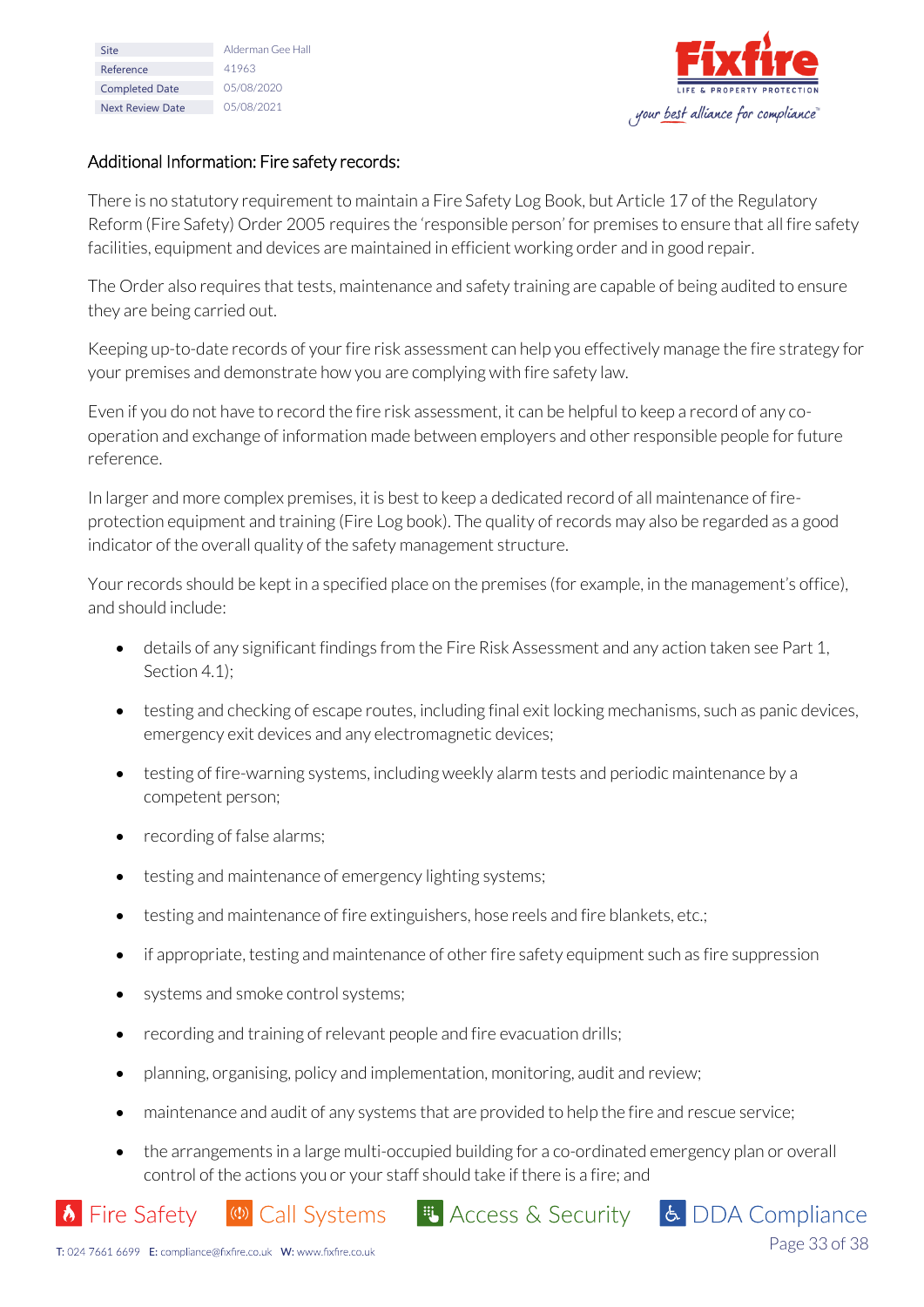## Additional Information: Fire safety records:

There is no statutory requirement to maintain a Fire Safety Log Book, but Article 17 of the Regulatory Reform (Fire Safety) Order 2005 requires the 'responsible person' for premises to ensure that all fire safety facilities, equipment and devices are maintained in efficient working order and in good repair.

The Order also requires that tests, maintenance and safety training are capable of being audited to ensure they are being carried out.

Keeping up-to-date records of your fire risk assessment can help you effectively manage the fire strategy for your premises and demonstrate how you are complying with fire safety law.

Even if you do not have to record the fire risk assessment, it can be helpful to keep a record of any co-operation and exchange of information made between employers and other responsible people for future reference.

In larger and more complex premises, it is best to keep a dedicated record of all maintenance of fire-protection equipment and training (Fire Log book). The quality of records may also be regarded as a good indicator of the overall quality of the safety management structure.

Your records should be kept in a specified place on the premises (for example, in the management's office), and should include:

- details of any significant findings from the Fire Risk Assessment and any action taken see Part 1, Section 4.1);
- testing and checking of escape routes, including final exit locking mechanisms, such as panic devices, emergency exit devices and any electromagnetic devices;
- testing of fire-warning systems, including weekly alarm tests and periodic maintenance by a competent person;
- recording of false alarms;
- testing and maintenance of emergency lighting systems;
- testing and maintenance of fire extinguishers, hose reels and fire blankets, etc.;
- if appropriate, testing and maintenance of other fire safety equipment such as fire suppression
- systems and smoke control systems;
- recording and training of relevant people and fire evacuation drills;
- planning, organising, policy and implementation, monitoring, audit and review;
- maintenance and audit of any systems that are provided to help the fire and rescue service;
- the arrangements in a large multi-occupied building for a co-ordinated emergency plan or overall control of the actions you or your staff should take if there is a fire; and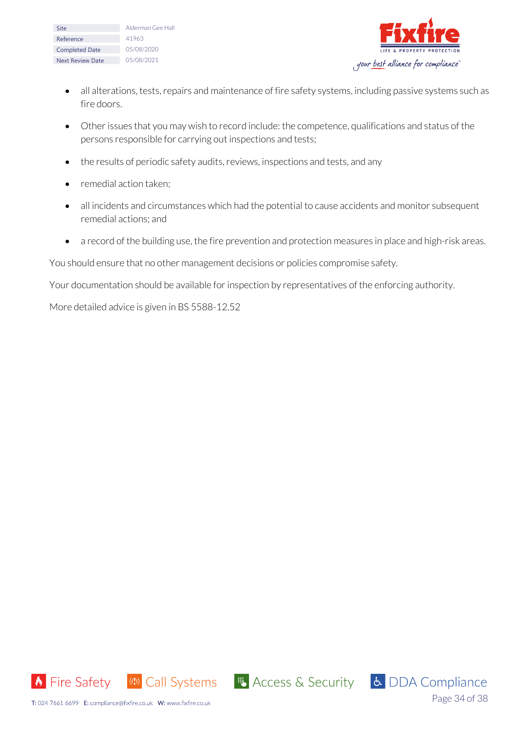- all alterations, tests, repairs and maintenance of fire safety systems, including passive systems such as fire doors.
- Other issues that you may wish to record include: the competence, qualifications and status of the persons responsible for carrying out inspections and tests;
- the results of periodic safety audits, reviews, inspections and tests, and any
- remedial action taken;
- all incidents and circumstances which had the potential to cause accidents and monitor subsequent remedial actions; and
- a record of the building use, the fire prevention and protection measures in place and high-risk areas.

You should ensure that no other management decisions or policies compromise safety.

Your documentation should be available for inspection by representatives of the enforcing authority.

More detailed advice is given in BS 5588-12.52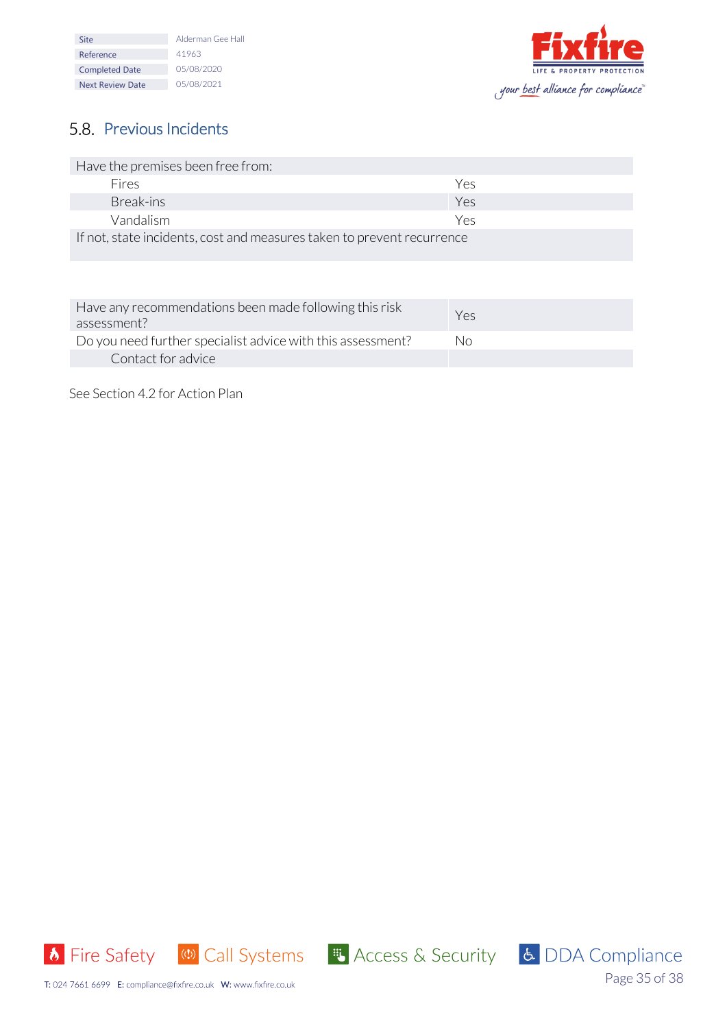## 5.8. Previous Incidents

| Have the premises been free from: | |
|---|---|
| Fires | Yes |
| Break-ins | Yes |
| Vandalism | Yes |
| If not, state incidents, cost and measures taken to prevent recurrence | |

| Have any recommendations been made following this risk assessment? | Yes |
|---|---|
| Do you need further specialist advice with this assessment? | No |
| Contact for advice | |

See Section 4.2 for Action Plan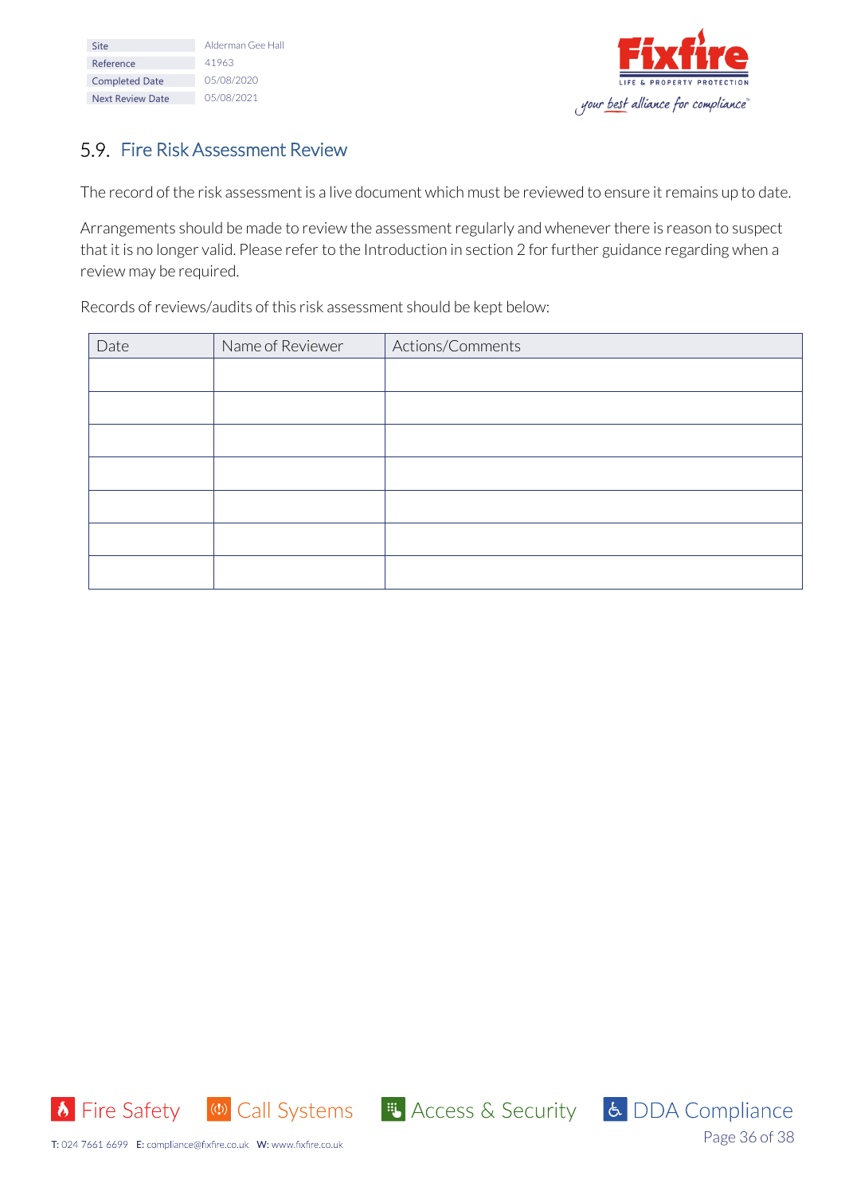## 5.9. Fire Risk Assessment Review

The record of the risk assessment is a live document which must be reviewed to ensure it remains up to date.

Arrangements should be made to review the assessment regularly and whenever there is reason to suspect that it is no longer valid. Please refer to the Introduction in section 2 for further guidance regarding when a review may be required.

Records of reviews/audits of this risk assessment should be kept below:

| Date | Name of Reviewer | Actions/Comments |
|---|---|---|
| | | |
| | | |
| | | |
| | | |
| | | |
| | | |
| | | |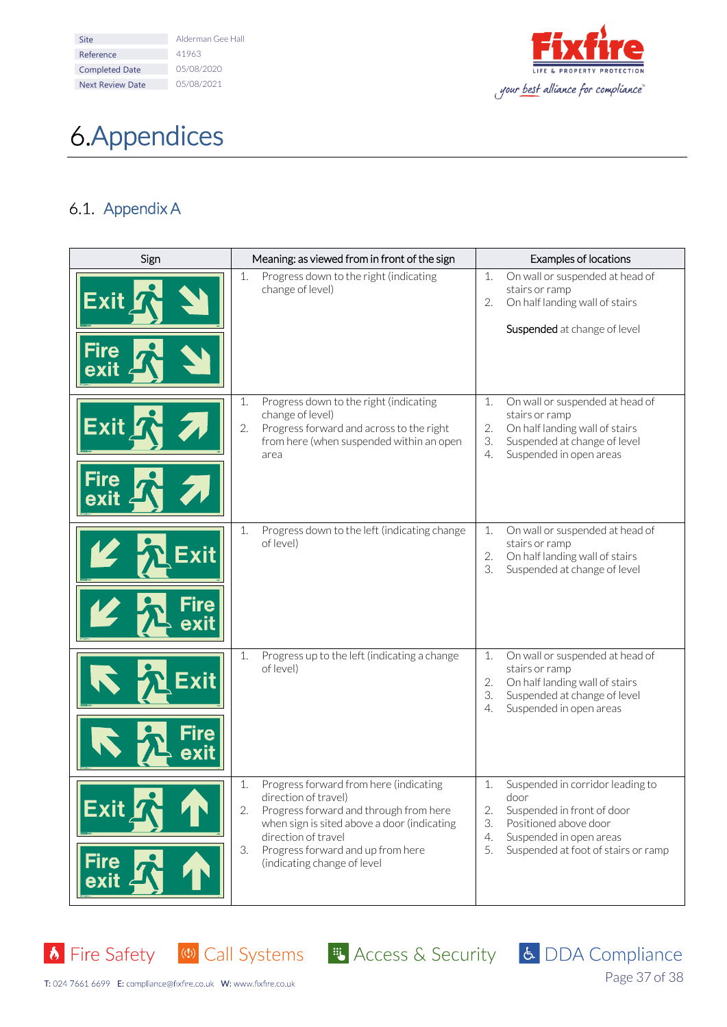| Site | Alderman Gee Hall |
|---|---|
| Reference | 41963 |
| Completed Date | 05/08/2020 |
| Next Review Date | 05/08/2021 |

# 6. Appendices

## 6.1. Appendix A

| Sign | Meaning: as viewed from in front of the sign | Examples of locations |
|---|---|---|
| Exit (arrow down right) / Fire exit (arrow down right) | 1. Progress down to the right (indicating change of level) | 1. On wall or suspended at head of stairs or ramp<br>2. On half landing wall of stairs<br><br>Suspended at change of level |
| Exit (arrow up right) / Fire exit (arrow up right) | 1. Progress down to the right (indicating change of level)<br>2. Progress forward and across to the right from here (when suspended within an open area | 1. On wall or suspended at head of stairs or ramp<br>2. On half landing wall of stairs<br>3. Suspended at change of level<br>4. Suspended in open areas |
| Exit (arrow down left) / Fire exit (arrow down left) | 1. Progress down to the left (indicating change of level) | 1. On wall or suspended at head of stairs or ramp<br>2. On half landing wall of stairs<br>3. Suspended at change of level |
| Exit (arrow up left) / Fire exit (arrow up left) | 1. Progress up to the left (indicating a change of level) | 1. On wall or suspended at head of stairs or ramp<br>2. On half landing wall of stairs<br>3. Suspended at change of level<br>4. Suspended in open areas |
| Exit (arrow up) / Fire exit (arrow up) | 1. Progress forward from here (indicating direction of travel)<br>2. Progress forward and through from here when sign is sited above a door (indicating direction of travel<br>3. Progress forward and up from here (indicating change of level | 1. Suspended in corridor leading to door<br>2. Suspended in front of door<br>3. Positioned above door<br>4. Suspended in open areas<br>5. Suspended at foot of stairs or ramp |

Fire Safety | Call Systems | Access & Security | DDA Compliance

T: 024 7661 6699 E: compliance@fixfire.co.uk W: www.fixfire.co.uk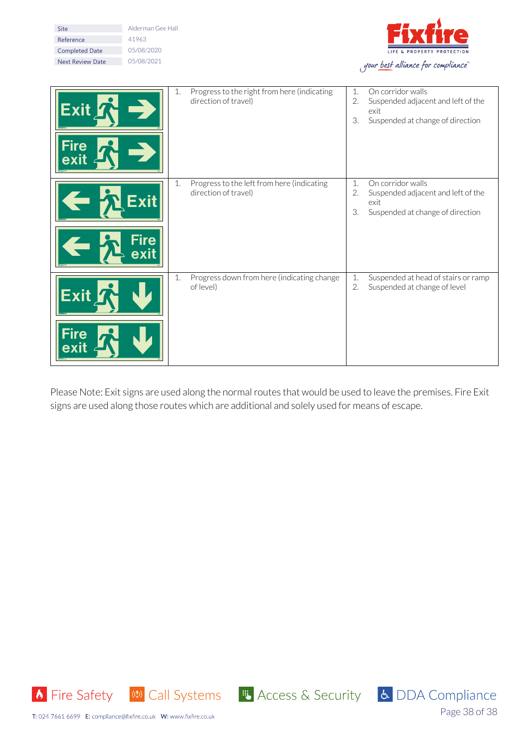| | | |
|---|---|---|
| Exit / Fire exit (right arrow) | 1. Progress to the right from here (indicating direction of travel) | 1. On corridor walls<br>2. Suspended adjacent and left of the exit<br>3. Suspended at change of direction |
| Exit / Fire exit (left arrow) | 1. Progress to the left from here (indicating direction of travel) | 1. On corridor walls<br>2. Suspended adjacent and left of the exit<br>3. Suspended at change of direction |
| Exit / Fire exit (down arrow) | 1. Progress down from here (indicating change of level) | 1. Suspended at head of stairs or ramp<br>2. Suspended at change of level |

Please Note: Exit signs are used along the normal routes that would be used to leave the premises. Fire Exit signs are used along those routes which are additional and solely used for means of escape.